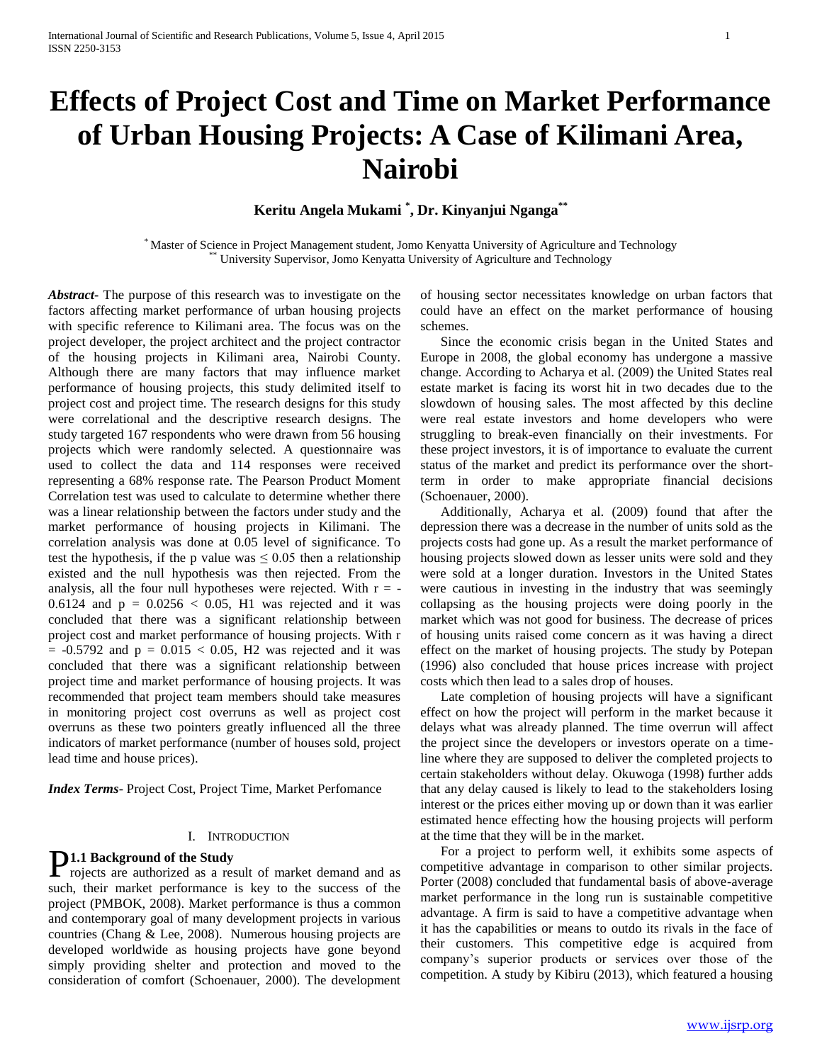# Effects of Project Cost and Time on Market Performance of Urban Housing Projects: A Case of Kilimani Area, Nairobi

**Keritu Angela Mukami [\*], Dr. Kinyanjui Nganga [\*\*]**

[\*] Master of Science in Project Management student, Jomo Kenyatta University of Agriculture and Technology
[\*\*] University Supervisor, Jomo Kenyatta University of Agriculture and Technology

***Abstract*-** The purpose of this research was to investigate on the factors affecting market performance of urban housing projects with specific reference to Kilimani area. The focus was on the project developer, the project architect and the project contractor of the housing projects in Kilimani area, Nairobi County. Although there are many factors that may influence market performance of housing projects, this study delimited itself to project cost and project time. The research designs for this study were correlational and the descriptive research designs. The study targeted 167 respondents who were drawn from 56 housing projects which were randomly selected. A questionnaire was used to collect the data and 114 responses were received representing a 68% response rate. The Pearson Product Moment Correlation test was used to calculate to determine whether there was a linear relationship between the factors under study and the market performance of housing projects in Kilimani. The correlation analysis was done at 0.05 level of significance. To test the hypothesis, if the p value was $\leq 0.05$ then a relationship existed and the null hypothesis was then rejected. From the analysis, all the four null hypotheses were rejected. With $r = -0.6124$ and $p = 0.0256 < 0.05$, H1 was rejected and it was concluded that there was a significant relationship between project cost and market performance of housing projects. With $r = -0.5792$ and $p = 0.015 < 0.05$, H2 was rejected and it was concluded that there was a significant relationship between project time and market performance of housing projects. It was recommended that project team members should take measures in monitoring project cost overruns as well as project cost overruns as these two pointers greatly influenced all the three indicators of market performance (number of houses sold, project lead time and house prices).

***Index Terms*-** Project Cost, Project Time, Market Perfomance

## I. INTRODUCTION

### 1.1 Background of the Study

Projects are authorized as a result of market demand and as such, their market performance is key to the success of the project (PMBOK, 2008). Market performance is thus a common and contemporary goal of many development projects in various countries (Chang & Lee, 2008). Numerous housing projects are developed worldwide as housing projects have gone beyond simply providing shelter and protection and moved to the consideration of comfort (Schoenauer, 2000). The development of housing sector necessitates knowledge on urban factors that could have an effect on the market performance of housing schemes.

Since the economic crisis began in the United States and Europe in 2008, the global economy has undergone a massive change. According to Acharya et al. (2009) the United States real estate market is facing its worst hit in two decades due to the slowdown of housing sales. The most affected by this decline were real estate investors and home developers who were struggling to break-even financially on their investments. For these project investors, it is of importance to evaluate the current status of the market and predict its performance over the short-term in order to make appropriate financial decisions (Schoenauer, 2000).

Additionally, Acharya et al. (2009) found that after the depression there was a decrease in the number of units sold as the projects costs had gone up. As a result the market performance of housing projects slowed down as lesser units were sold and they were sold at a longer duration. Investors in the United States were cautious in investing in the industry that was seemingly collapsing as the housing projects were doing poorly in the market which was not good for business. The decrease of prices of housing units raised come concern as it was having a direct effect on the market of housing projects. The study by Potepan (1996) also concluded that house prices increase with project costs which then lead to a sales drop of houses.

Late completion of housing projects will have a significant effect on how the project will perform in the market because it delays what was already planned. The time overrun will affect the project since the developers or investors operate on a time-line where they are supposed to deliver the completed projects to certain stakeholders without delay. Okuwoga (1998) further adds that any delay caused is likely to lead to the stakeholders losing interest or the prices either moving up or down than it was earlier estimated hence effecting how the housing projects will perform at the time that they will be in the market.

For a project to perform well, it exhibits some aspects of competitive advantage in comparison to other similar projects. Porter (2008) concluded that fundamental basis of above-average market performance in the long run is sustainable competitive advantage. A firm is said to have a competitive advantage when it has the capabilities or means to outdo its rivals in the face of their customers. This competitive edge is acquired from company's superior products or services over those of the competition. A study by Kibiru (2013), which featured a housing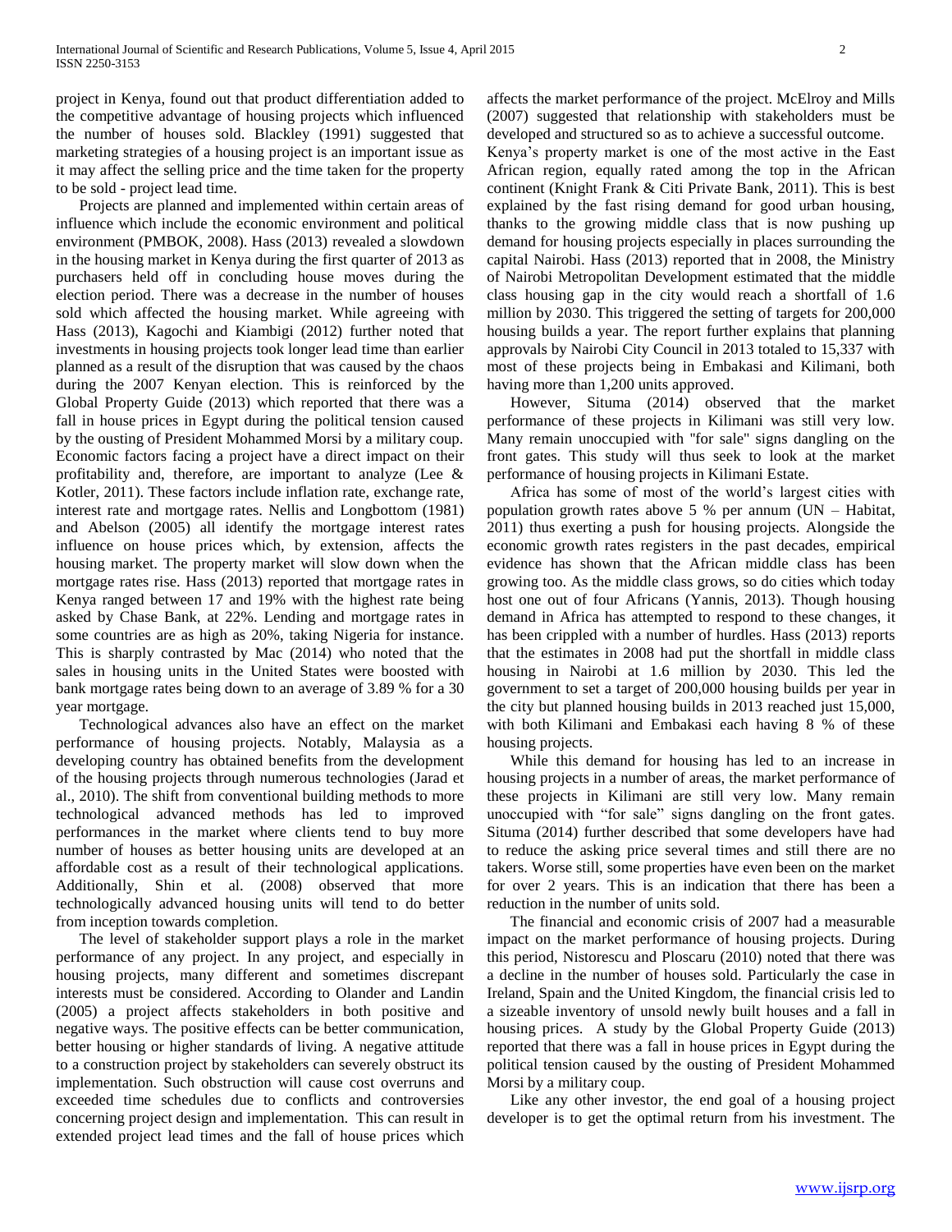project in Kenya, found out that product differentiation added to the competitive advantage of housing projects which influenced the number of houses sold. Blackley (1991) suggested that marketing strategies of a housing project is an important issue as it may affect the selling price and the time taken for the property to be sold - project lead time.

Projects are planned and implemented within certain areas of influence which include the economic environment and political environment (PMBOK, 2008). Hass (2013) revealed a slowdown in the housing market in Kenya during the first quarter of 2013 as purchasers held off in concluding house moves during the election period. There was a decrease in the number of houses sold which affected the housing market. While agreeing with Hass (2013), Kagochi and Kiambigi (2012) further noted that investments in housing projects took longer lead time than earlier planned as a result of the disruption that was caused by the chaos during the 2007 Kenyan election. This is reinforced by the Global Property Guide (2013) which reported that there was a fall in house prices in Egypt during the political tension caused by the ousting of President Mohammed Morsi by a military coup. Economic factors facing a project have a direct impact on their profitability and, therefore, are important to analyze (Lee & Kotler, 2011). These factors include inflation rate, exchange rate, interest rate and mortgage rates. Nellis and Longbottom (1981) and Abelson (2005) all identify the mortgage interest rates influence on house prices which, by extension, affects the housing market. The property market will slow down when the mortgage rates rise. Hass (2013) reported that mortgage rates in Kenya ranged between 17 and 19% with the highest rate being asked by Chase Bank, at 22%. Lending and mortgage rates in some countries are as high as 20%, taking Nigeria for instance. This is sharply contrasted by Mac (2014) who noted that the sales in housing units in the United States were boosted with bank mortgage rates being down to an average of 3.89 % for a 30 year mortgage.

Technological advances also have an effect on the market performance of housing projects. Notably, Malaysia as a developing country has obtained benefits from the development of the housing projects through numerous technologies (Jarad et al., 2010). The shift from conventional building methods to more technological advanced methods has led to improved performances in the market where clients tend to buy more number of houses as better housing units are developed at an affordable cost as a result of their technological applications. Additionally, Shin et al. (2008) observed that more technologically advanced housing units will tend to do better from inception towards completion.

The level of stakeholder support plays a role in the market performance of any project. In any project, and especially in housing projects, many different and sometimes discrepant interests must be considered. According to Olander and Landin (2005) a project affects stakeholders in both positive and negative ways. The positive effects can be better communication, better housing or higher standards of living. A negative attitude to a construction project by stakeholders can severely obstruct its implementation. Such obstruction will cause cost overruns and exceeded time schedules due to conflicts and controversies concerning project design and implementation. This can result in extended project lead times and the fall of house prices which affects the market performance of the project. McElroy and Mills (2007) suggested that relationship with stakeholders must be developed and structured so as to achieve a successful outcome.

Kenya's property market is one of the most active in the East African region, equally rated among the top in the African continent (Knight Frank & Citi Private Bank, 2011). This is best explained by the fast rising demand for good urban housing, thanks to the growing middle class that is now pushing up demand for housing projects especially in places surrounding the capital Nairobi. Hass (2013) reported that in 2008, the Ministry of Nairobi Metropolitan Development estimated that the middle class housing gap in the city would reach a shortfall of 1.6 million by 2030. This triggered the setting of targets for 200,000 housing builds a year. The report further explains that planning approvals by Nairobi City Council in 2013 totaled to 15,337 with most of these projects being in Embakasi and Kilimani, both having more than 1,200 units approved.

However, Situma (2014) observed that the market performance of these projects in Kilimani was still very low. Many remain unoccupied with "for sale" signs dangling on the front gates. This study will thus seek to look at the market performance of housing projects in Kilimani Estate.

Africa has some of most of the world's largest cities with population growth rates above 5 % per annum (UN – Habitat, 2011) thus exerting a push for housing projects. Alongside the economic growth rates registers in the past decades, empirical evidence has shown that the African middle class has been growing too. As the middle class grows, so do cities which today host one out of four Africans (Yannis, 2013). Though housing demand in Africa has attempted to respond to these changes, it has been crippled with a number of hurdles. Hass (2013) reports that the estimates in 2008 had put the shortfall in middle class housing in Nairobi at 1.6 million by 2030. This led the government to set a target of 200,000 housing builds per year in the city but planned housing builds in 2013 reached just 15,000, with both Kilimani and Embakasi each having 8 % of these housing projects.

While this demand for housing has led to an increase in housing projects in a number of areas, the market performance of these projects in Kilimani are still very low. Many remain unoccupied with "for sale" signs dangling on the front gates. Situma (2014) further described that some developers have had to reduce the asking price several times and still there are no takers. Worse still, some properties have even been on the market for over 2 years. This is an indication that there has been a reduction in the number of units sold.

The financial and economic crisis of 2007 had a measurable impact on the market performance of housing projects. During this period, Nistorescu and Ploscaru (2010) noted that there was a decline in the number of houses sold. Particularly the case in Ireland, Spain and the United Kingdom, the financial crisis led to a sizeable inventory of unsold newly built houses and a fall in housing prices. A study by the Global Property Guide (2013) reported that there was a fall in house prices in Egypt during the political tension caused by the ousting of President Mohammed Morsi by a military coup.

Like any other investor, the end goal of a housing project developer is to get the optimal return from his investment. The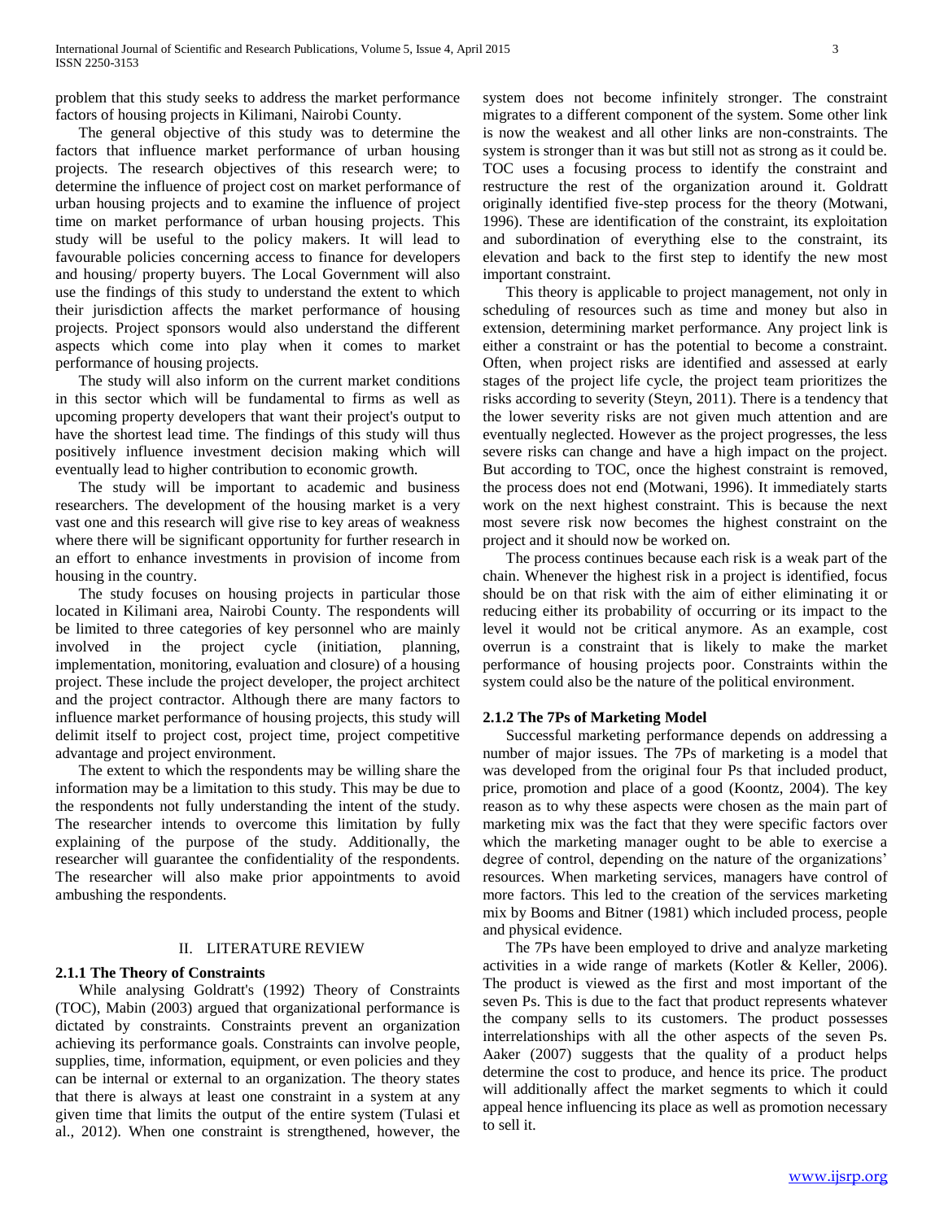problem that this study seeks to address the market performance factors of housing projects in Kilimani, Nairobi County.

The general objective of this study was to determine the factors that influence market performance of urban housing projects. The research objectives of this research were; to determine the influence of project cost on market performance of urban housing projects and to examine the influence of project time on market performance of urban housing projects. This study will be useful to the policy makers. It will lead to favourable policies concerning access to finance for developers and housing/ property buyers. The Local Government will also use the findings of this study to understand the extent to which their jurisdiction affects the market performance of housing projects. Project sponsors would also understand the different aspects which come into play when it comes to market performance of housing projects.

The study will also inform on the current market conditions in this sector which will be fundamental to firms as well as upcoming property developers that want their project's output to have the shortest lead time. The findings of this study will thus positively influence investment decision making which will eventually lead to higher contribution to economic growth.

The study will be important to academic and business researchers. The development of the housing market is a very vast one and this research will give rise to key areas of weakness where there will be significant opportunity for further research in an effort to enhance investments in provision of income from housing in the country.

The study focuses on housing projects in particular those located in Kilimani area, Nairobi County. The respondents will be limited to three categories of key personnel who are mainly involved in the project cycle (initiation, planning, implementation, monitoring, evaluation and closure) of a housing project. These include the project developer, the project architect and the project contractor. Although there are many factors to influence market performance of housing projects, this study will delimit itself to project cost, project time, project competitive advantage and project environment.

The extent to which the respondents may be willing share the information may be a limitation to this study. This may be due to the respondents not fully understanding the intent of the study. The researcher intends to overcome this limitation by fully explaining of the purpose of the study. Additionally, the researcher will guarantee the confidentiality of the respondents. The researcher will also make prior appointments to avoid ambushing the respondents.

## II. LITERATURE REVIEW

### 2.1.1 The Theory of Constraints

While analysing Goldratt's (1992) Theory of Constraints (TOC), Mabin (2003) argued that organizational performance is dictated by constraints. Constraints prevent an organization achieving its performance goals. Constraints can involve people, supplies, time, information, equipment, or even policies and they can be internal or external to an organization. The theory states that there is always at least one constraint in a system at any given time that limits the output of the entire system (Tulasi et al., 2012). When one constraint is strengthened, however, the system does not become infinitely stronger. The constraint migrates to a different component of the system. Some other link is now the weakest and all other links are non-constraints. The system is stronger than it was but still not as strong as it could be. TOC uses a focusing process to identify the constraint and restructure the rest of the organization around it. Goldratt originally identified five-step process for the theory (Motwani, 1996). These are identification of the constraint, its exploitation and subordination of everything else to the constraint, its elevation and back to the first step to identify the new most important constraint.

This theory is applicable to project management, not only in scheduling of resources such as time and money but also in extension, determining market performance. Any project link is either a constraint or has the potential to become a constraint. Often, when project risks are identified and assessed at early stages of the project life cycle, the project team prioritizes the risks according to severity (Steyn, 2011). There is a tendency that the lower severity risks are not given much attention and are eventually neglected. However as the project progresses, the less severe risks can change and have a high impact on the project. But according to TOC, once the highest constraint is removed, the process does not end (Motwani, 1996). It immediately starts work on the next highest constraint. This is because the next most severe risk now becomes the highest constraint on the project and it should now be worked on.

The process continues because each risk is a weak part of the chain. Whenever the highest risk in a project is identified, focus should be on that risk with the aim of either eliminating it or reducing either its probability of occurring or its impact to the level it would not be critical anymore. As an example, cost overrun is a constraint that is likely to make the market performance of housing projects poor. Constraints within the system could also be the nature of the political environment.

### 2.1.2 The 7Ps of Marketing Model

Successful marketing performance depends on addressing a number of major issues. The 7Ps of marketing is a model that was developed from the original four Ps that included product, price, promotion and place of a good (Koontz, 2004). The key reason as to why these aspects were chosen as the main part of marketing mix was the fact that they were specific factors over which the marketing manager ought to be able to exercise a degree of control, depending on the nature of the organizations' resources. When marketing services, managers have control of more factors. This led to the creation of the services marketing mix by Booms and Bitner (1981) which included process, people and physical evidence.

The 7Ps have been employed to drive and analyze marketing activities in a wide range of markets (Kotler & Keller, 2006). The product is viewed as the first and most important of the seven Ps. This is due to the fact that product represents whatever the company sells to its customers. The product possesses interrelationships with all the other aspects of the seven Ps. Aaker (2007) suggests that the quality of a product helps determine the cost to produce, and hence its price. The product will additionally affect the market segments to which it could appeal hence influencing its place as well as promotion necessary to sell it.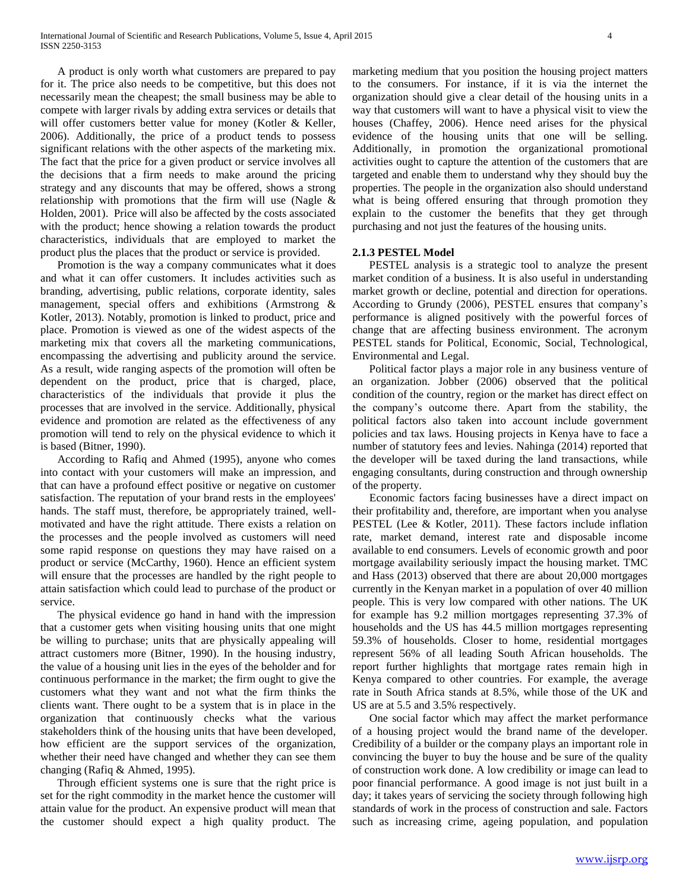A product is only worth what customers are prepared to pay for it. The price also needs to be competitive, but this does not necessarily mean the cheapest; the small business may be able to compete with larger rivals by adding extra services or details that will offer customers better value for money (Kotler & Keller, 2006). Additionally, the price of a product tends to possess significant relations with the other aspects of the marketing mix. The fact that the price for a given product or service involves all the decisions that a firm needs to make around the pricing strategy and any discounts that may be offered, shows a strong relationship with promotions that the firm will use (Nagle & Holden, 2001). Price will also be affected by the costs associated with the product; hence showing a relation towards the product characteristics, individuals that are employed to market the product plus the places that the product or service is provided.

Promotion is the way a company communicates what it does and what it can offer customers. It includes activities such as branding, advertising, public relations, corporate identity, sales management, special offers and exhibitions (Armstrong & Kotler, 2013). Notably, promotion is linked to product, price and place. Promotion is viewed as one of the widest aspects of the marketing mix that covers all the marketing communications, encompassing the advertising and publicity around the service. As a result, wide ranging aspects of the promotion will often be dependent on the product, price that is charged, place, characteristics of the individuals that provide it plus the processes that are involved in the service. Additionally, physical evidence and promotion are related as the effectiveness of any promotion will tend to rely on the physical evidence to which it is based (Bitner, 1990).

According to Rafiq and Ahmed (1995), anyone who comes into contact with your customers will make an impression, and that can have a profound effect positive or negative on customer satisfaction. The reputation of your brand rests in the employees' hands. The staff must, therefore, be appropriately trained, well-motivated and have the right attitude. There exists a relation on the processes and the people involved as customers will need some rapid response on questions they may have raised on a product or service (McCarthy, 1960). Hence an efficient system will ensure that the processes are handled by the right people to attain satisfaction which could lead to purchase of the product or service.

The physical evidence go hand in hand with the impression that a customer gets when visiting housing units that one might be willing to purchase; units that are physically appealing will attract customers more (Bitner, 1990). In the housing industry, the value of a housing unit lies in the eyes of the beholder and for continuous performance in the market; the firm ought to give the customers what they want and not what the firm thinks the clients want. There ought to be a system that is in place in the organization that continuously checks what the various stakeholders think of the housing units that have been developed, how efficient are the support services of the organization, whether their need have changed and whether they can see them changing (Rafiq & Ahmed, 1995).

Through efficient systems one is sure that the right price is set for the right commodity in the market hence the customer will attain value for the product. An expensive product will mean that the customer should expect a high quality product. The marketing medium that you position the housing project matters to the consumers. For instance, if it is via the internet the organization should give a clear detail of the housing units in a way that customers will want to have a physical visit to view the houses (Chaffey, 2006). Hence need arises for the physical evidence of the housing units that one will be selling. Additionally, in promotion the organizational promotional activities ought to capture the attention of the customers that are targeted and enable them to understand why they should buy the properties. The people in the organization also should understand what is being offered ensuring that through promotion they explain to the customer the benefits that they get through purchasing and not just the features of the housing units.

### 2.1.3 PESTEL Model

PESTEL analysis is a strategic tool to analyze the present market condition of a business. It is also useful in understanding market growth or decline, potential and direction for operations. According to Grundy (2006), PESTEL ensures that company's performance is aligned positively with the powerful forces of change that are affecting business environment. The acronym PESTEL stands for Political, Economic, Social, Technological, Environmental and Legal.

Political factor plays a major role in any business venture of an organization. Jobber (2006) observed that the political condition of the country, region or the market has direct effect on the company's outcome there. Apart from the stability, the political factors also taken into account include government policies and tax laws. Housing projects in Kenya have to face a number of statutory fees and levies. Nahinga (2014) reported that the developer will be taxed during the land transactions, while engaging consultants, during construction and through ownership of the property.

Economic factors facing businesses have a direct impact on their profitability and, therefore, are important when you analyse PESTEL (Lee & Kotler, 2011). These factors include inflation rate, market demand, interest rate and disposable income available to end consumers. Levels of economic growth and poor mortgage availability seriously impact the housing market. TMC and Hass (2013) observed that there are about 20,000 mortgages currently in the Kenyan market in a population of over 40 million people. This is very low compared with other nations. The UK for example has 9.2 million mortgages representing 37.3% of households and the US has 44.5 million mortgages representing 59.3% of households. Closer to home, residential mortgages represent 56% of all leading South African households. The report further highlights that mortgage rates remain high in Kenya compared to other countries. For example, the average rate in South Africa stands at 8.5%, while those of the UK and US are at 5.5 and 3.5% respectively.

One social factor which may affect the market performance of a housing project would the brand name of the developer. Credibility of a builder or the company plays an important role in convincing the buyer to buy the house and be sure of the quality of construction work done. A low credibility or image can lead to poor financial performance. A good image is not just built in a day; it takes years of servicing the society through following high standards of work in the process of construction and sale. Factors such as increasing crime, ageing population, and population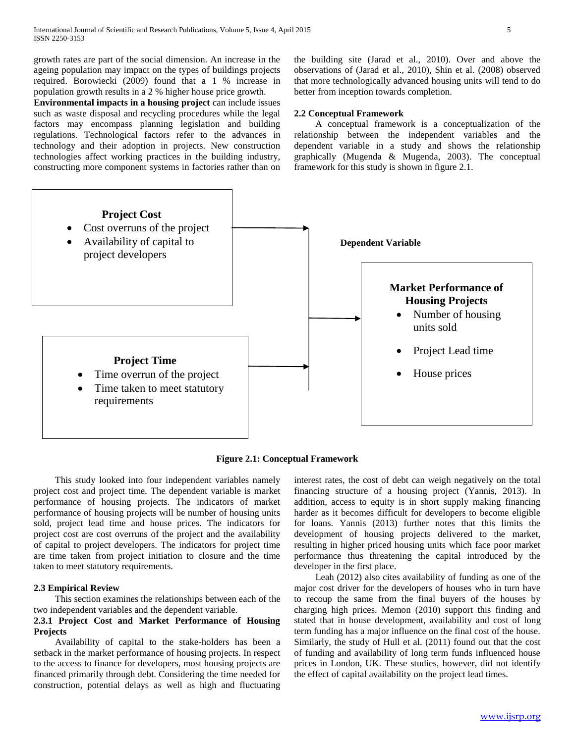growth rates are part of the social dimension. An increase in the ageing population may impact on the types of buildings projects required. Borowiecki (2009) found that a 1 % increase in population growth results in a 2 % higher house price growth.

**Environmental impacts in a housing project** can include issues such as waste disposal and recycling procedures while the legal factors may encompass planning legislation and building regulations. Technological factors refer to the advances in technology and their adoption in projects. New construction technologies affect working practices in the building industry, constructing more component systems in factories rather than on the building site (Jarad et al., 2010). Over and above the observations of (Jarad et al., 2010), Shin et al. (2008) observed that more technologically advanced housing units will tend to do better from inception towards completion.

### 2.2 Conceptual Framework

A conceptual framework is a conceptualization of the relationship between the independent variables and the dependent variable in a study and shows the relationship graphically (Mugenda & Mugenda, 2003). The conceptual framework for this study is shown in figure 2.1.

**Project Cost**
- Cost overruns of the project
- Availability of capital to project developers

**Project Time**
- Time overrun of the project
- Time taken to meet statutory requirements

**Dependent Variable**

**Market Performance of Housing Projects**
- Number of housing units sold
- Project Lead time
- House prices

**Figure 2.1: Conceptual Framework**

This study looked into four independent variables namely project cost and project time. The dependent variable is market performance of housing projects. The indicators of market performance of housing projects will be number of housing units sold, project lead time and house prices. The indicators for project cost are cost overruns of the project and the availability of capital to project developers. The indicators for project time are time taken from project initiation to closure and the time taken to meet statutory requirements.

### 2.3 Empirical Review

This section examines the relationships between each of the two independent variables and the dependent variable.

#### 2.3.1 Project Cost and Market Performance of Housing Projects

Availability of capital to the stake-holders has been a setback in the market performance of housing projects. In respect to the access to finance for developers, most housing projects are financed primarily through debt. Considering the time needed for construction, potential delays as well as high and fluctuating interest rates, the cost of debt can weigh negatively on the total financing structure of a housing project (Yannis, 2013). In addition, access to equity is in short supply making financing harder as it becomes difficult for developers to become eligible for loans. Yannis (2013) further notes that this limits the development of housing projects delivered to the market, resulting in higher priced housing units which face poor market performance thus threatening the capital introduced by the developer in the first place.

Leah (2012) also cites availability of funding as one of the major cost driver for the developers of houses who in turn have to recoup the same from the final buyers of the houses by charging high prices. Memon (2010) support this finding and stated that in house development, availability and cost of long term funding has a major influence on the final cost of the house. Similarly, the study of Hull et al. (2011) found out that the cost of funding and availability of long term funds influenced house prices in London, UK. These studies, however, did not identify the effect of capital availability on the project lead times.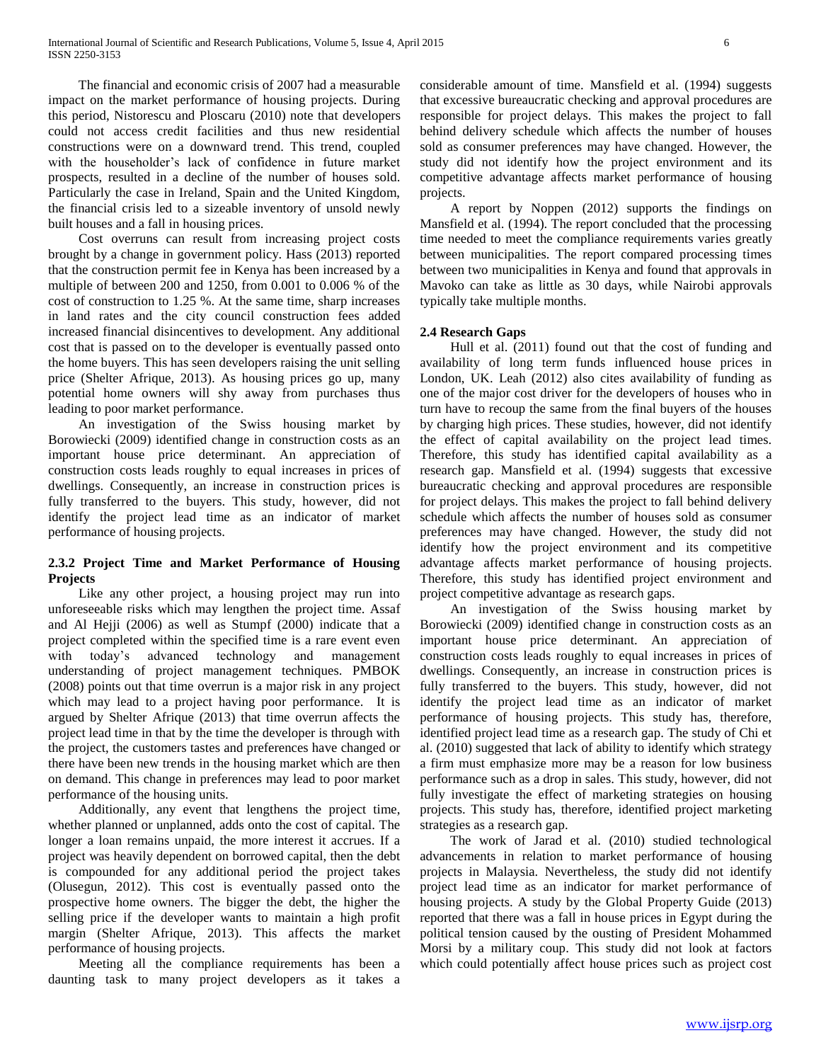The financial and economic crisis of 2007 had a measurable impact on the market performance of housing projects. During this period, Nistorescu and Ploscaru (2010) note that developers could not access credit facilities and thus new residential constructions were on a downward trend. This trend, coupled with the householder's lack of confidence in future market prospects, resulted in a decline of the number of houses sold. Particularly the case in Ireland, Spain and the United Kingdom, the financial crisis led to a sizeable inventory of unsold newly built houses and a fall in housing prices.

Cost overruns can result from increasing project costs brought by a change in government policy. Hass (2013) reported that the construction permit fee in Kenya has been increased by a multiple of between 200 and 1250, from 0.001 to 0.006 % of the cost of construction to 1.25 %. At the same time, sharp increases in land rates and the city council construction fees added increased financial disincentives to development. Any additional cost that is passed on to the developer is eventually passed onto the home buyers. This has seen developers raising the unit selling price (Shelter Afrique, 2013). As housing prices go up, many potential home owners will shy away from purchases thus leading to poor market performance.

An investigation of the Swiss housing market by Borowiecki (2009) identified change in construction costs as an important house price determinant. An appreciation of construction costs leads roughly to equal increases in prices of dwellings. Consequently, an increase in construction prices is fully transferred to the buyers. This study, however, did not identify the project lead time as an indicator of market performance of housing projects.

### 2.3.2 Project Time and Market Performance of Housing Projects

Like any other project, a housing project may run into unforeseeable risks which may lengthen the project time. Assaf and Al Hejji (2006) as well as Stumpf (2000) indicate that a project completed within the specified time is a rare event even with today's advanced technology and management understanding of project management techniques. PMBOK (2008) points out that time overrun is a major risk in any project which may lead to a project having poor performance. It is argued by Shelter Afrique (2013) that time overrun affects the project lead time in that by the time the developer is through with the project, the customers tastes and preferences have changed or there have been new trends in the housing market which are then on demand. This change in preferences may lead to poor market performance of the housing units.

Additionally, any event that lengthens the project time, whether planned or unplanned, adds onto the cost of capital. The longer a loan remains unpaid, the more interest it accrues. If a project was heavily dependent on borrowed capital, then the debt is compounded for any additional period the project takes (Olusegun, 2012). This cost is eventually passed onto the prospective home owners. The bigger the debt, the higher the selling price if the developer wants to maintain a high profit margin (Shelter Afrique, 2013). This affects the market performance of housing projects.

Meeting all the compliance requirements has been a daunting task to many project developers as it takes a considerable amount of time. Mansfield et al. (1994) suggests that excessive bureaucratic checking and approval procedures are responsible for project delays. This makes the project to fall behind delivery schedule which affects the number of houses sold as consumer preferences may have changed. However, the study did not identify how the project environment and its competitive advantage affects market performance of housing projects.

A report by Noppen (2012) supports the findings on Mansfield et al. (1994). The report concluded that the processing time needed to meet the compliance requirements varies greatly between municipalities. The report compared processing times between two municipalities in Kenya and found that approvals in Mavoko can take as little as 30 days, while Nairobi approvals typically take multiple months.

### 2.4 Research Gaps

Hull et al. (2011) found out that the cost of funding and availability of long term funds influenced house prices in London, UK. Leah (2012) also cites availability of funding as one of the major cost driver for the developers of houses who in turn have to recoup the same from the final buyers of the houses by charging high prices. These studies, however, did not identify the effect of capital availability on the project lead times. Therefore, this study has identified capital availability as a research gap. Mansfield et al. (1994) suggests that excessive bureaucratic checking and approval procedures are responsible for project delays. This makes the project to fall behind delivery schedule which affects the number of houses sold as consumer preferences may have changed. However, the study did not identify how the project environment and its competitive advantage affects market performance of housing projects. Therefore, this study has identified project environment and project competitive advantage as research gaps.

An investigation of the Swiss housing market by Borowiecki (2009) identified change in construction costs as an important house price determinant. An appreciation of construction costs leads roughly to equal increases in prices of dwellings. Consequently, an increase in construction prices is fully transferred to the buyers. This study, however, did not identify the project lead time as an indicator of market performance of housing projects. This study has, therefore, identified project lead time as a research gap. The study of Chi et al. (2010) suggested that lack of ability to identify which strategy a firm must emphasize more may be a reason for low business performance such as a drop in sales. This study, however, did not fully investigate the effect of marketing strategies on housing projects. This study has, therefore, identified project marketing strategies as a research gap.

The work of Jarad et al. (2010) studied technological advancements in relation to market performance of housing projects in Malaysia. Nevertheless, the study did not identify project lead time as an indicator for market performance of housing projects. A study by the Global Property Guide (2013) reported that there was a fall in house prices in Egypt during the political tension caused by the ousting of President Mohammed Morsi by a military coup. This study did not look at factors which could potentially affect house prices such as project cost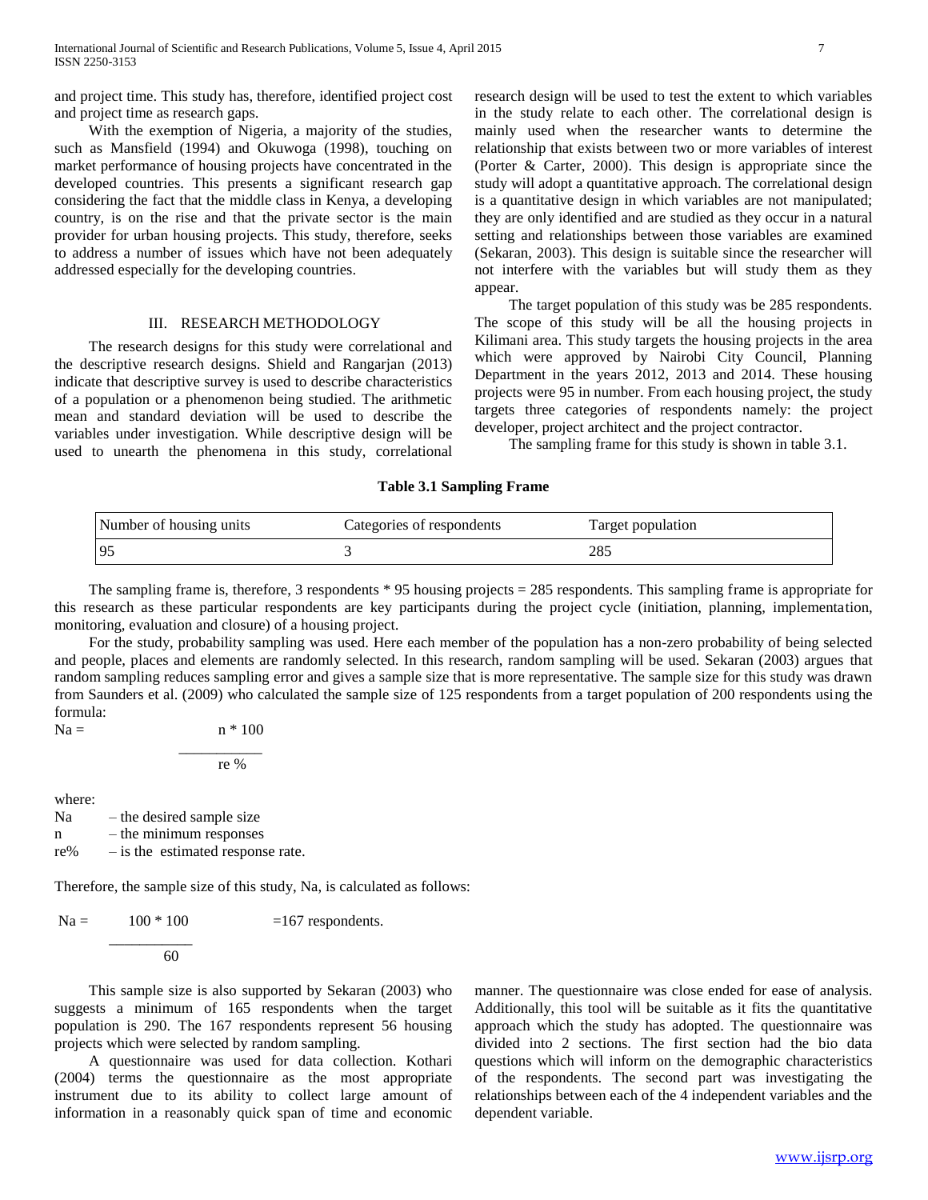and project time. This study has, therefore, identified project cost and project time as research gaps.

With the exemption of Nigeria, a majority of the studies, such as Mansfield (1994) and Okuwoga (1998), touching on market performance of housing projects have concentrated in the developed countries. This presents a significant research gap considering the fact that the middle class in Kenya, a developing country, is on the rise and that the private sector is the main provider for urban housing projects. This study, therefore, seeks to address a number of issues which have not been adequately addressed especially for the developing countries.

## III. RESEARCH METHODOLOGY

The research designs for this study were correlational and the descriptive research designs. Shield and Rangarjan (2013) indicate that descriptive survey is used to describe characteristics of a population or a phenomenon being studied. The arithmetic mean and standard deviation will be used to describe the variables under investigation. While descriptive design will be used to unearth the phenomena in this study, correlational research design will be used to test the extent to which variables in the study relate to each other. The correlational design is mainly used when the researcher wants to determine the relationship that exists between two or more variables of interest (Porter & Carter, 2000). This design is appropriate since the study will adopt a quantitative approach. The correlational design is a quantitative design in which variables are not manipulated; they are only identified and are studied as they occur in a natural setting and relationships between those variables are examined (Sekaran, 2003). This design is suitable since the researcher will not interfere with the variables but will study them as they appear.

The target population of this study was be 285 respondents. The scope of this study will be all the housing projects in Kilimani area. This study targets the housing projects in the area which were approved by Nairobi City Council, Planning Department in the years 2012, 2013 and 2014. These housing projects were 95 in number. From each housing project, the study targets three categories of respondents namely: the project developer, project architect and the project contractor.

The sampling frame for this study is shown in table 3.1.

**Table 3.1 Sampling Frame**

| Number of housing units | Categories of respondents | Target population |
|---|---|---|
| 95 | 3 | 285 |

The sampling frame is, therefore, 3 respondents * 95 housing projects = 285 respondents. This sampling frame is appropriate for this research as these particular respondents are key participants during the project cycle (initiation, planning, implementation, monitoring, evaluation and closure) of a housing project.

For the study, probability sampling was used. Here each member of the population has a non-zero probability of being selected and people, places and elements are randomly selected. In this research, random sampling will be used. Sekaran (2003) argues that random sampling reduces sampling error and gives a sample size that is more representative. The sample size for this study was drawn from Saunders et al. (2009) who calculated the sample size of 125 respondents from a target population of 200 respondents using the formula:

$$Na = \frac{n * 100}{re\ \%}$$

where:

Na – the desired sample size
n – the minimum responses
re% – is the estimated response rate.

Therefore, the sample size of this study, Na, is calculated as follows:

$$Na = \frac{100 * 100}{60} = 167 \text{ respondents.}$$

This sample size is also supported by Sekaran (2003) who suggests a minimum of 165 respondents when the target population is 290. The 167 respondents represent 56 housing projects which were selected by random sampling.

A questionnaire was used for data collection. Kothari (2004) terms the questionnaire as the most appropriate instrument due to its ability to collect large amount of information in a reasonably quick span of time and economic manner. The questionnaire was close ended for ease of analysis. Additionally, this tool will be suitable as it fits the quantitative approach which the study has adopted. The questionnaire was divided into 2 sections. The first section had the bio data questions which will inform on the demographic characteristics of the respondents. The second part was investigating the relationships between each of the 4 independent variables and the dependent variable.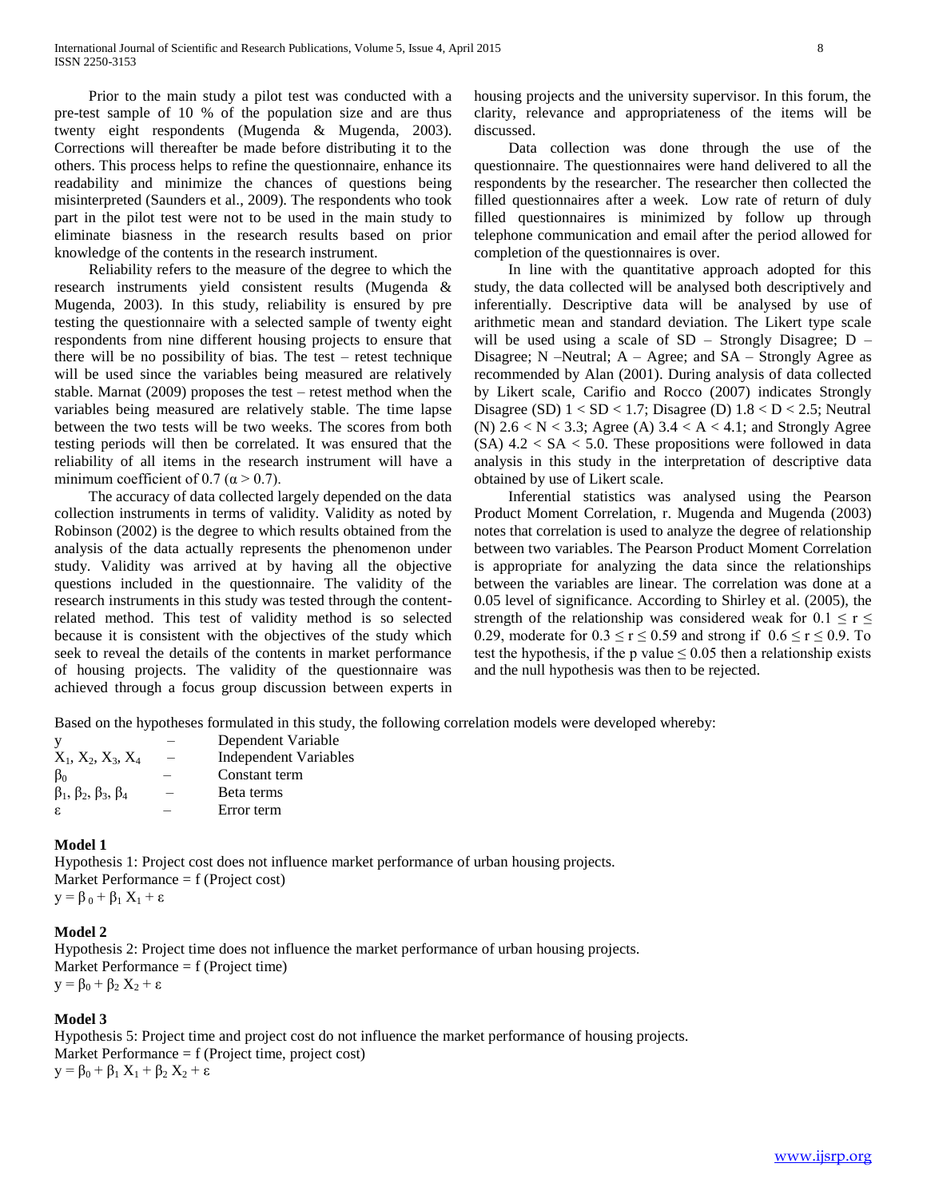Prior to the main study a pilot test was conducted with a pre-test sample of 10 % of the population size and are thus twenty eight respondents (Mugenda & Mugenda, 2003). Corrections will thereafter be made before distributing it to the others. This process helps to refine the questionnaire, enhance its readability and minimize the chances of questions being misinterpreted (Saunders et al., 2009). The respondents who took part in the pilot test were not to be used in the main study to eliminate biasness in the research results based on prior knowledge of the contents in the research instrument.

Reliability refers to the measure of the degree to which the research instruments yield consistent results (Mugenda & Mugenda, 2003). In this study, reliability is ensured by pre testing the questionnaire with a selected sample of twenty eight respondents from nine different housing projects to ensure that there will be no possibility of bias. The test – retest technique will be used since the variables being measured are relatively stable. Marnat (2009) proposes the test – retest method when the variables being measured are relatively stable. The time lapse between the two tests will be two weeks. The scores from both testing periods will then be correlated. It was ensured that the reliability of all items in the research instrument will have a minimum coefficient of 0.7 ($\alpha > 0.7$).

The accuracy of data collected largely depended on the data collection instruments in terms of validity. Validity as noted by Robinson (2002) is the degree to which results obtained from the analysis of the data actually represents the phenomenon under study. Validity was arrived at by having all the objective questions included in the questionnaire. The validity of the research instruments in this study was tested through the content-related method. This test of validity method is so selected because it is consistent with the objectives of the study which seek to reveal the details of the contents in market performance of housing projects. The validity of the questionnaire was achieved through a focus group discussion between experts in housing projects and the university supervisor. In this forum, the clarity, relevance and appropriateness of the items will be discussed.

Data collection was done through the use of the questionnaire. The questionnaires were hand delivered to all the respondents by the researcher. The researcher then collected the filled questionnaires after a week. Low rate of return of duly filled questionnaires is minimized by follow up through telephone communication and email after the period allowed for completion of the questionnaires is over.

In line with the quantitative approach adopted for this study, the data collected will be analysed both descriptively and inferentially. Descriptive data will be analysed by use of arithmetic mean and standard deviation. The Likert type scale will be used using a scale of SD – Strongly Disagree; D – Disagree; N –Neutral; A – Agree; and SA – Strongly Agree as recommended by Alan (2001). During analysis of data collected by Likert scale, Carifio and Rocco (2007) indicates Strongly Disagree (SD) $1 < SD < 1.7$; Disagree (D) $1.8 < D < 2.5$; Neutral (N) $2.6 < N < 3.3$; Agree (A) $3.4 < A < 4.1$; and Strongly Agree (SA) $4.2 < SA < 5.0$. These propositions were followed in data analysis in this study in the interpretation of descriptive data obtained by use of Likert scale.

Inferential statistics was analysed using the Pearson Product Moment Correlation, r. Mugenda and Mugenda (2003) notes that correlation is used to analyze the degree of relationship between two variables. The Pearson Product Moment Correlation is appropriate for analyzing the data since the relationships between the variables are linear. The correlation was done at a 0.05 level of significance. According to Shirley et al. (2005), the strength of the relationship was considered weak for $0.1 \leq r \leq 0.29$, moderate for $0.3 \leq r \leq 0.59$ and strong if $0.6 \leq r \leq 0.9$. To test the hypothesis, if the p value $\leq 0.05$ then a relationship exists and the null hypothesis was then to be rejected.

Based on the hypotheses formulated in this study, the following correlation models were developed whereby:

| | | |
|---|---|---|
| $y$ | – | Dependent Variable |
| $X_1, X_2, X_3, X_4$ | – | Independent Variables |
| $\beta_0$ | – | Constant term |
| $\beta_1, \beta_2, \beta_3, \beta_4$ | – | Beta terms |
| $\varepsilon$ | – | Error term |

**Model 1**

Hypothesis 1: Project cost does not influence market performance of urban housing projects.
Market Performance = f (Project cost)

$$y = \beta_0 + \beta_1 X_1 + \varepsilon$$

**Model 2**

Hypothesis 2: Project time does not influence the market performance of urban housing projects.
Market Performance = f (Project time)

$$y = \beta_0 + \beta_2 X_2 + \varepsilon$$

**Model 3**

Hypothesis 5: Project time and project cost do not influence the market performance of housing projects.
Market Performance = f (Project time, project cost)

$$y = \beta_0 + \beta_1 X_1 + \beta_2 X_2 + \varepsilon$$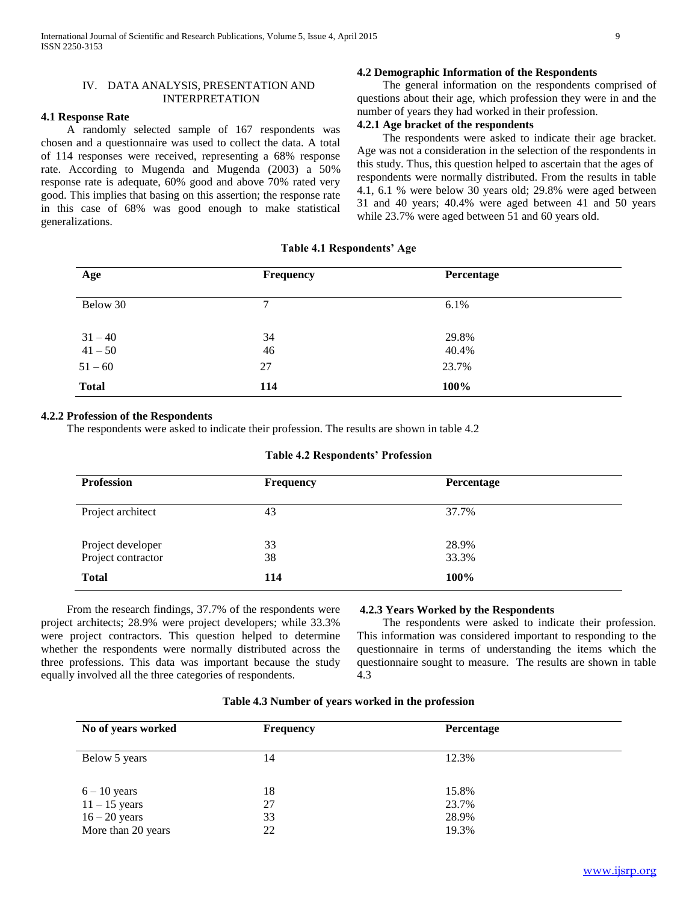## IV. DATA ANALYSIS, PRESENTATION AND INTERPRETATION

### 4.1 Response Rate

A randomly selected sample of 167 respondents was chosen and a questionnaire was used to collect the data. A total of 114 responses were received, representing a 68% response rate. According to Mugenda and Mugenda (2003) a 50% response rate is adequate, 60% good and above 70% rated very good. This implies that basing on this assertion; the response rate in this case of 68% was good enough to make statistical generalizations.

### 4.2 Demographic Information of the Respondents

The general information on the respondents comprised of questions about their age, which profession they were in and the number of years they had worked in their profession.

#### 4.2.1 Age bracket of the respondents

The respondents were asked to indicate their age bracket. Age was not a consideration in the selection of the respondents in this study. Thus, this question helped to ascertain that the ages of respondents were normally distributed. From the results in table 4.1, 6.1 % were below 30 years old; 29.8% were aged between 31 and 40 years; 40.4% were aged between 41 and 50 years while 23.7% were aged between 51 and 60 years old.

**Table 4.1 Respondents' Age**

| Age | Frequency | Percentage |
|---|---|---|
| Below 30 | 7 | 6.1% |
| 31 – 40 | 34 | 29.8% |
| 41 – 50 | 46 | 40.4% |
| 51 – 60 | 27 | 23.7% |
| **Total** | **114** | **100%** |

#### 4.2.2 Profession of the Respondents

The respondents were asked to indicate their profession. The results are shown in table 4.2

**Table 4.2 Respondents' Profession**

| Profession | Frequency | Percentage |
|---|---|---|
| Project architect | 43 | 37.7% |
| Project developer | 33 | 28.9% |
| Project contractor | 38 | 33.3% |
| **Total** | **114** | **100%** |

From the research findings, 37.7% of the respondents were project architects; 28.9% were project developers; while 33.3% were project contractors. This question helped to determine whether the respondents were normally distributed across the three professions. This data was important because the study equally involved all the three categories of respondents.

#### 4.2.3 Years Worked by the Respondents

The respondents were asked to indicate their profession. This information was considered important to responding to the questionnaire in terms of understanding the items which the questionnaire sought to measure. The results are shown in table 4.3

**Table 4.3 Number of years worked in the profession**

| No of years worked | Frequency | Percentage |
|---|---|---|
| Below 5 years | 14 | 12.3% |
| 6 – 10 years | 18 | 15.8% |
| 11 – 15 years | 27 | 23.7% |
| 16 – 20 years | 33 | 28.9% |
| More than 20 years | 22 | 19.3% |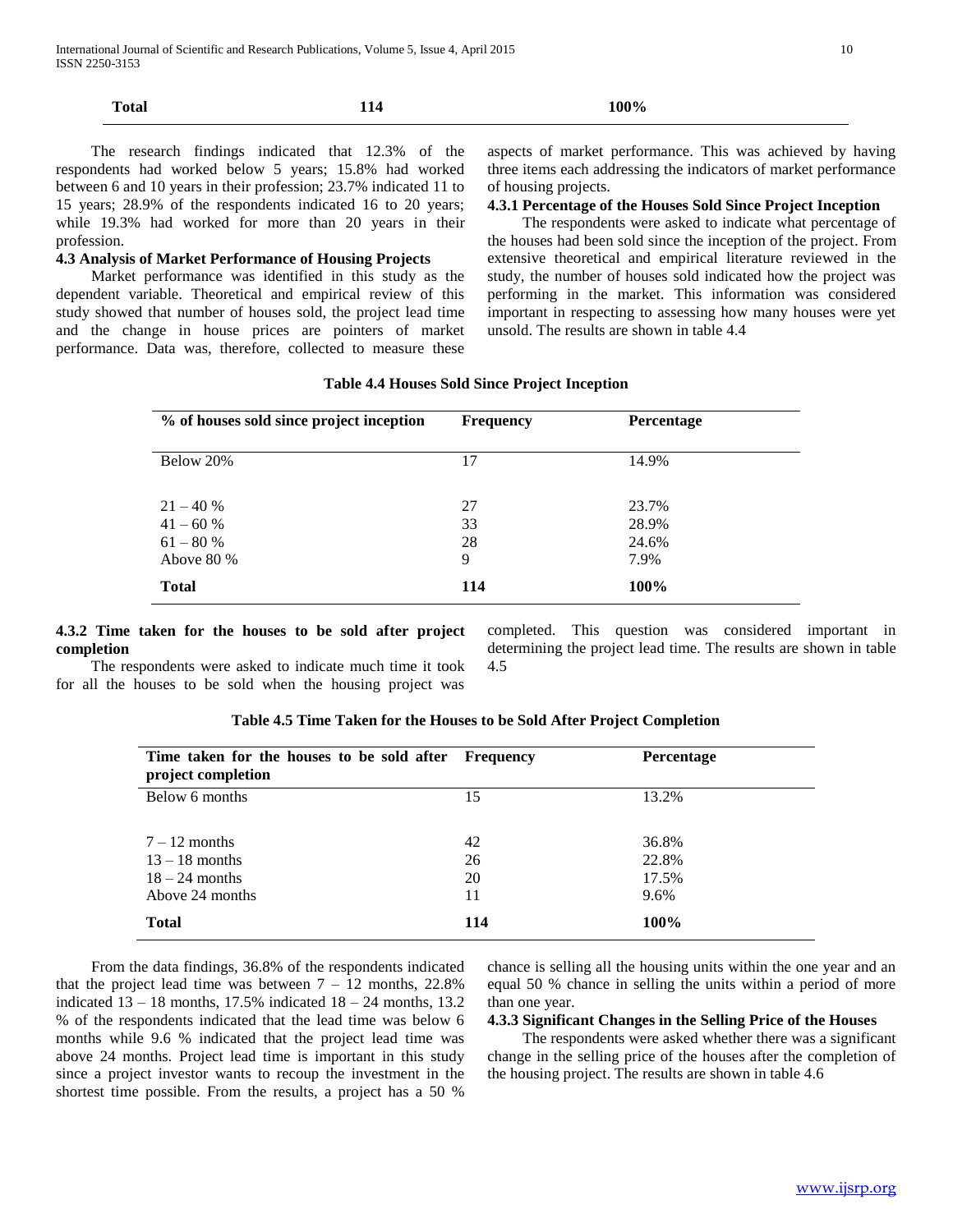| Total | 114 | 100% |
|---|---|---|

The research findings indicated that 12.3% of the respondents had worked below 5 years; 15.8% had worked between 6 and 10 years in their profession; 23.7% indicated 11 to 15 years; 28.9% of the respondents indicated 16 to 20 years; while 19.3% had worked for more than 20 years in their profession.

### 4.3 Analysis of Market Performance of Housing Projects

Market performance was identified in this study as the dependent variable. Theoretical and empirical review of this study showed that number of houses sold, the project lead time and the change in house prices are pointers of market performance. Data was, therefore, collected to measure these aspects of market performance. This was achieved by having three items each addressing the indicators of market performance of housing projects.

#### 4.3.1 Percentage of the Houses Sold Since Project Inception

The respondents were asked to indicate what percentage of the houses had been sold since the inception of the project. From extensive theoretical and empirical literature reviewed in the study, the number of houses sold indicated how the project was performing in the market. This information was considered important in respecting to assessing how many houses were yet unsold. The results are shown in table 4.4

**Table 4.4 Houses Sold Since Project Inception**

| % of houses sold since project inception | Frequency | Percentage |
|---|---|---|
| Below 20% | 17 | 14.9% |
| 21 – 40 % | 27 | 23.7% |
| 41 – 60 % | 33 | 28.9% |
| 61 – 80 % | 28 | 24.6% |
| Above 80 % | 9 | 7.9% |
| **Total** | **114** | **100%** |

#### 4.3.2 Time taken for the houses to be sold after project completion

The respondents were asked to indicate much time it took for all the houses to be sold when the housing project was completed. This question was considered important in determining the project lead time. The results are shown in table 4.5

**Table 4.5 Time Taken for the Houses to be Sold After Project Completion**

| Time taken for the houses to be sold after project completion | Frequency | Percentage |
|---|---|---|
| Below 6 months | 15 | 13.2% |
| 7 – 12 months | 42 | 36.8% |
| 13 – 18 months | 26 | 22.8% |
| 18 – 24 months | 20 | 17.5% |
| Above 24 months | 11 | 9.6% |
| **Total** | **114** | **100%** |

From the data findings, 36.8% of the respondents indicated that the project lead time was between 7 – 12 months, 22.8% indicated 13 – 18 months, 17.5% indicated 18 – 24 months, 13.2 % of the respondents indicated that the lead time was below 6 months while 9.6 % indicated that the project lead time was above 24 months. Project lead time is important in this study since a project investor wants to recoup the investment in the shortest time possible. From the results, a project has a 50 % chance is selling all the housing units within the one year and an equal 50 % chance in selling the units within a period of more than one year.

#### 4.3.3 Significant Changes in the Selling Price of the Houses

The respondents were asked whether there was a significant change in the selling price of the houses after the completion of the housing project. The results are shown in table 4.6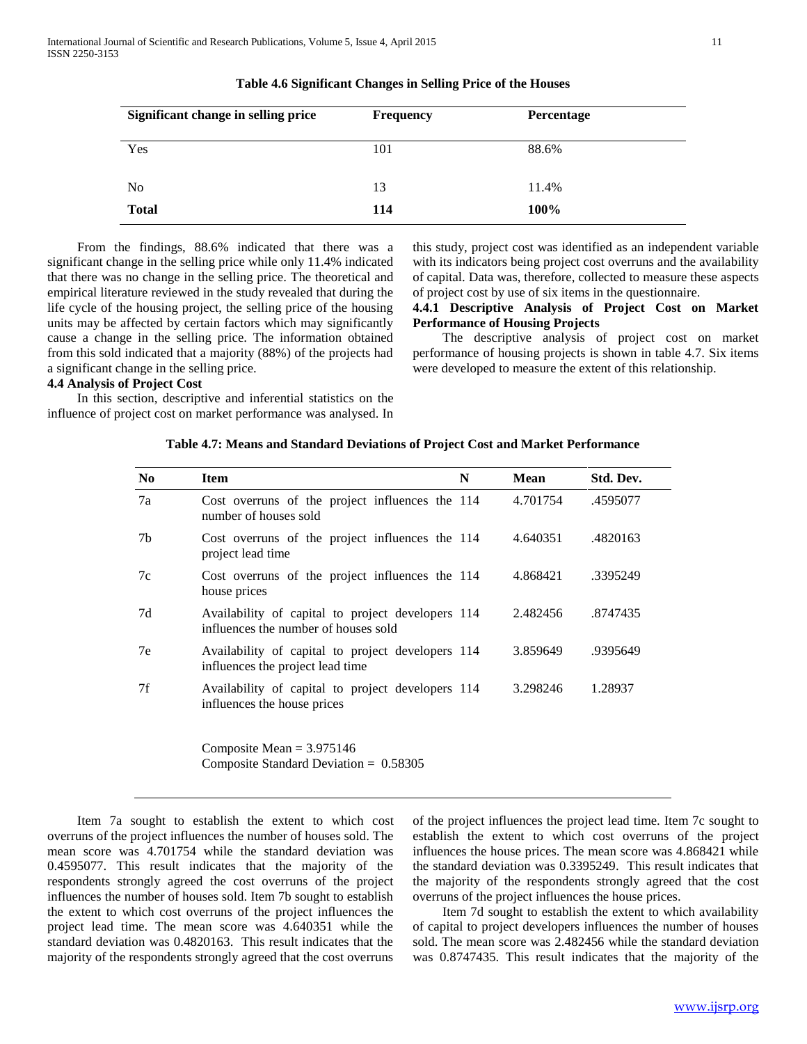**Table 4.6 Significant Changes in Selling Price of the Houses**

| Significant change in selling price | Frequency | Percentage |
|---|---|---|
| Yes | 101 | 88.6% |
| No | 13 | 11.4% |
| **Total** | **114** | **100%** |

From the findings, 88.6% indicated that there was a significant change in the selling price while only 11.4% indicated that there was no change in the selling price. The theoretical and empirical literature reviewed in the study revealed that during the life cycle of the housing project, the selling price of the housing units may be affected by certain factors which may significantly cause a change in the selling price. The information obtained from this sold indicated that a majority (88%) of the projects had a significant change in the selling price.

### 4.4 Analysis of Project Cost

In this section, descriptive and inferential statistics on the influence of project cost on market performance was analysed. In this study, project cost was identified as an independent variable with its indicators being project cost overruns and the availability of capital. Data was, therefore, collected to measure these aspects of project cost by use of six items in the questionnaire.

#### 4.4.1 Descriptive Analysis of Project Cost on Market Performance of Housing Projects

The descriptive analysis of project cost on market performance of housing projects is shown in table 4.7. Six items were developed to measure the extent of this relationship.

**Table 4.7: Means and Standard Deviations of Project Cost and Market Performance**

| No | Item | N | Mean | Std. Dev. |
|---|---|---|---|---|
| 7a | Cost overruns of the project influences the number of houses sold | 114 | 4.701754 | .4595077 |
| 7b | Cost overruns of the project influences the project lead time | 114 | 4.640351 | .4820163 |
| 7c | Cost overruns of the project influences the house prices | 114 | 4.868421 | .3395249 |
| 7d | Availability of capital to project developers influences the number of houses sold | 114 | 2.482456 | .8747435 |
| 7e | Availability of capital to project developers influences the project lead time | 114 | 3.859649 | .9395649 |
| 7f | Availability of capital to project developers influences the house prices | 114 | 3.298246 | 1.28937 |
| | Composite Mean = 3.975146<br>Composite Standard Deviation = 0.58305 | | | |

Item 7a sought to establish the extent to which cost overruns of the project influences the number of houses sold. The mean score was 4.701754 while the standard deviation was 0.4595077. This result indicates that the majority of the respondents strongly agreed the cost overruns of the project influences the number of houses sold. Item 7b sought to establish the extent to which cost overruns of the project influences the project lead time. The mean score was 4.640351 while the standard deviation was 0.4820163. This result indicates that the majority of the respondents strongly agreed that the cost overruns of the project influences the project lead time. Item 7c sought to establish the extent to which cost overruns of the project influences the house prices. The mean score was 4.868421 while the standard deviation was 0.3395249. This result indicates that the majority of the respondents strongly agreed that the cost overruns of the project influences the house prices.

Item 7d sought to establish the extent to which availability of capital to project developers influences the number of houses sold. The mean score was 2.482456 while the standard deviation was 0.8747435. This result indicates that the majority of the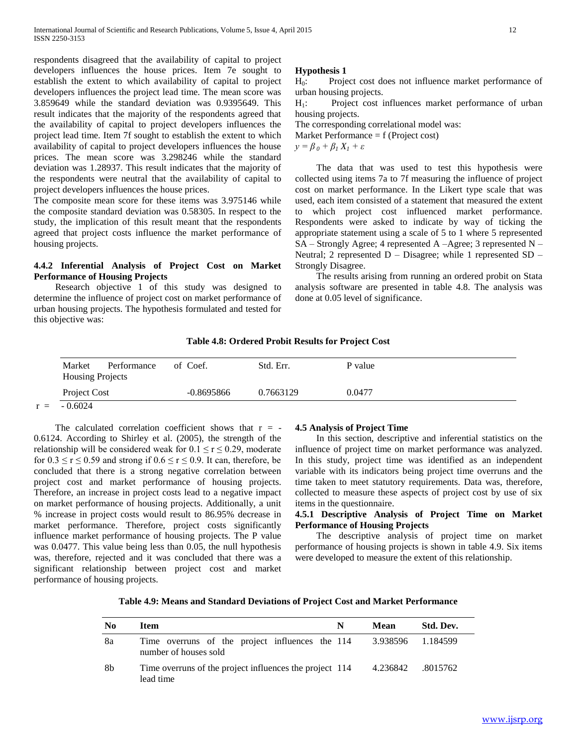respondents disagreed that the availability of capital to project developers influences the house prices. Item 7e sought to establish the extent to which availability of capital to project developers influences the project lead time. The mean score was 3.859649 while the standard deviation was 0.9395649. This result indicates that the majority of the respondents agreed that the availability of capital to project developers influences the project lead time. Item 7f sought to establish the extent to which availability of capital to project developers influences the house prices. The mean score was 3.298246 while the standard deviation was 1.28937. This result indicates that the majority of the respondents were neutral that the availability of capital to project developers influences the house prices.

The composite mean score for these items was 3.975146 while the composite standard deviation was 0.58305. In respect to the study, the implication of this result meant that the respondents agreed that project costs influence the market performance of housing projects.

### 4.4.2 Inferential Analysis of Project Cost on Market Performance of Housing Projects

Research objective 1 of this study was designed to determine the influence of project cost on market performance of urban housing projects. The hypothesis formulated and tested for this objective was:

**Hypothesis 1**

$H_0$: Project cost does not influence market performance of urban housing projects.

$H_1$: Project cost influences market performance of urban housing projects.

The corresponding correlational model was:

Market Performance = f (Project cost)

$y = \beta_0 + \beta_1 X_1 + \varepsilon$

The data that was used to test this hypothesis were collected using items 7a to 7f measuring the influence of project cost on market performance. In the Likert type scale that was used, each item consisted of a statement that measured the extent to which project cost influenced market performance. Respondents were asked to indicate by way of ticking the appropriate statement using a scale of 5 to 1 where 5 represented SA – Strongly Agree; 4 represented A –Agree; 3 represented N – Neutral; 2 represented D – Disagree; while 1 represented SD – Strongly Disagree.

The results arising from running an ordered probit on Stata analysis software are presented in table 4.8. The analysis was done at 0.05 level of significance.

**Table 4.8: Ordered Probit Results for Project Cost**

| Market Performance of Housing Projects | Coef. | Std. Err. | P value |
|---|---|---|---|
| Project Cost | -0.8695866 | 0.7663129 | 0.0477 |

r = - 0.6024

The calculated correlation coefficient shows that r = -0.6124. According to Shirley et al. (2005), the strength of the relationship will be considered weak for $0.1 \leq r \leq 0.29$, moderate for $0.3 \leq r \leq 0.59$ and strong if $0.6 \leq r \leq 0.9$. It can, therefore, be concluded that there is a strong negative correlation between project cost and market performance of housing projects. Therefore, an increase in project costs lead to a negative impact on market performance of housing projects. Additionally, a unit % increase in project costs would result to 86.95% decrease in market performance. Therefore, project costs significantly influence market performance of housing projects. The P value was 0.0477. This value being less than 0.05, the null hypothesis was, therefore, rejected and it was concluded that there was a significant relationship between project cost and market performance of housing projects.

## 4.5 Analysis of Project Time

In this section, descriptive and inferential statistics on the influence of project time on market performance was analyzed. In this study, project time was identified as an independent variable with its indicators being project time overruns and the time taken to meet statutory requirements. Data was, therefore, collected to measure these aspects of project cost by use of six items in the questionnaire.

### 4.5.1 Descriptive Analysis of Project Time on Market Performance of Housing Projects

The descriptive analysis of project time on market performance of housing projects is shown in table 4.9. Six items were developed to measure the extent of this relationship.

**Table 4.9: Means and Standard Deviations of Project Cost and Market Performance**

| No | Item | N | Mean | Std. Dev. |
|---|---|---|---|---|
| 8a | Time overruns of the project influences the number of houses sold | 114 | 3.938596 | 1.184599 |
| 8b | Time overruns of the project influences the project lead time | 114 | 4.236842 | .8015762 |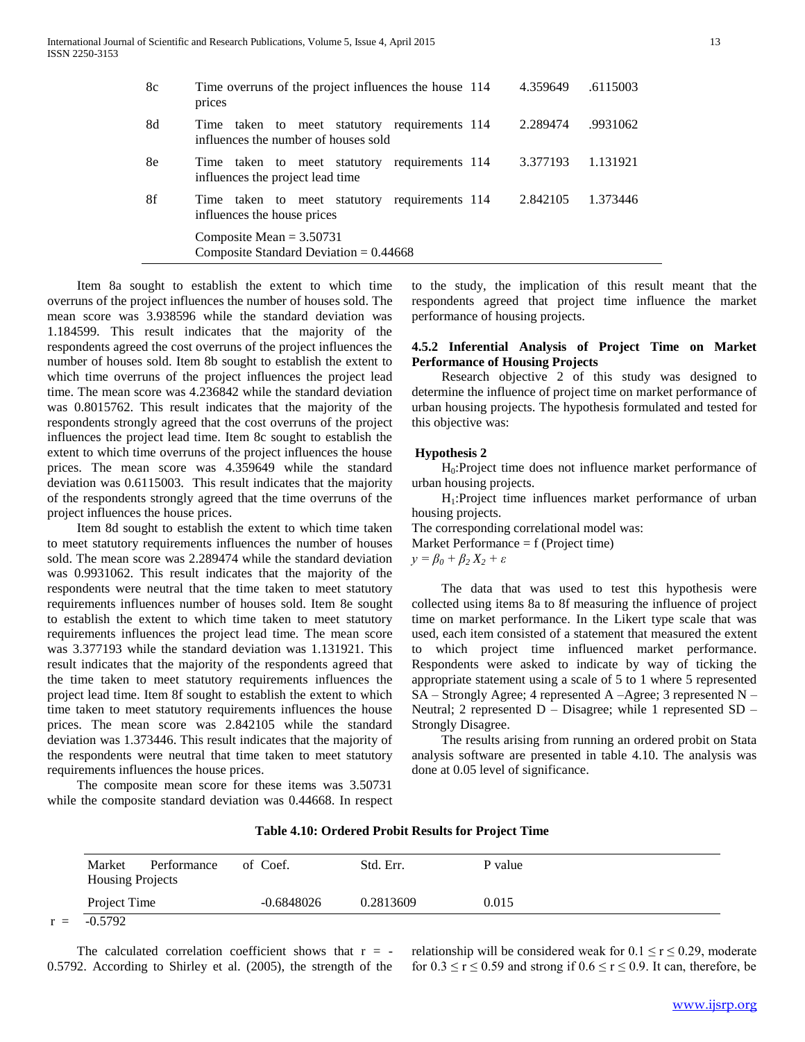| | | | | |
|---|---|---|---|---|
| 8c | Time overruns of the project influences the house prices | 114 | 4.359649 | .6115003 |
| 8d | Time taken to meet statutory requirements influences the number of houses sold | 114 | 2.289474 | .9931062 |
| 8e | Time taken to meet statutory requirements influences the project lead time | 114 | 3.377193 | 1.131921 |
| 8f | Time taken to meet statutory requirements influences the house prices | 114 | 2.842105 | 1.373446 |
| | Composite Mean = 3.50731<br>Composite Standard Deviation = 0.44668 | | | |

Item 8a sought to establish the extent to which time overruns of the project influences the number of houses sold. The mean score was 3.938596 while the standard deviation was 1.184599. This result indicates that the majority of the respondents agreed the cost overruns of the project influences the number of houses sold. Item 8b sought to establish the extent to which time overruns of the project influences the project lead time. The mean score was 4.236842 while the standard deviation was 0.8015762. This result indicates that the majority of the respondents strongly agreed that the cost overruns of the project influences the project lead time. Item 8c sought to establish the extent to which time overruns of the project influences the house prices. The mean score was 4.359649 while the standard deviation was 0.6115003. This result indicates that the majority of the respondents strongly agreed that the time overruns of the project influences the house prices.

Item 8d sought to establish the extent to which time taken to meet statutory requirements influences the number of houses sold. The mean score was 2.289474 while the standard deviation was 0.9931062. This result indicates that the majority of the respondents were neutral that the time taken to meet statutory requirements influences number of houses sold. Item 8e sought to establish the extent to which time taken to meet statutory requirements influences the project lead time. The mean score was 3.377193 while the standard deviation was 1.131921. This result indicates that the majority of the respondents agreed that the time taken to meet statutory requirements influences the project lead time. Item 8f sought to establish the extent to which time taken to meet statutory requirements influences the house prices. The mean score was 2.842105 while the standard deviation was 1.373446. This result indicates that the majority of the respondents were neutral that time taken to meet statutory requirements influences the house prices.

The composite mean score for these items was 3.50731 while the composite standard deviation was 0.44668. In respect to the study, the implication of this result meant that the respondents agreed that project time influence the market performance of housing projects.

### 4.5.2 Inferential Analysis of Project Time on Market Performance of Housing Projects

Research objective 2 of this study was designed to determine the influence of project time on market performance of urban housing projects. The hypothesis formulated and tested for this objective was:

**Hypothesis 2**

$H_0$:Project time does not influence market performance of urban housing projects.

$H_1$:Project time influences market performance of urban housing projects.

The corresponding correlational model was:

Market Performance = f (Project time)

$y = \beta_0 + \beta_2 X_2 + \varepsilon$

The data that was used to test this hypothesis were collected using items 8a to 8f measuring the influence of project time on market performance. In the Likert type scale that was used, each item consisted of a statement that measured the extent to which project time influenced market performance. Respondents were asked to indicate by way of ticking the appropriate statement using a scale of 5 to 1 where 5 represented SA – Strongly Agree; 4 represented A –Agree; 3 represented N – Neutral; 2 represented D – Disagree; while 1 represented SD – Strongly Disagree.

The results arising from running an ordered probit on Stata analysis software are presented in table 4.10. The analysis was done at 0.05 level of significance.

**Table 4.10: Ordered Probit Results for Project Time**

| Market Performance of Housing Projects | Coef. | Std. Err. | P value |
|---|---|---|---|
| Project Time | -0.6848026 | 0.2813609 | 0.015 |

r = -0.5792

The calculated correlation coefficient shows that r = -0.5792. According to Shirley et al. (2005), the strength of the relationship will be considered weak for $0.1 \leq r \leq 0.29$, moderate for $0.3 \leq r \leq 0.59$ and strong if $0.6 \leq r \leq 0.9$. It can, therefore, be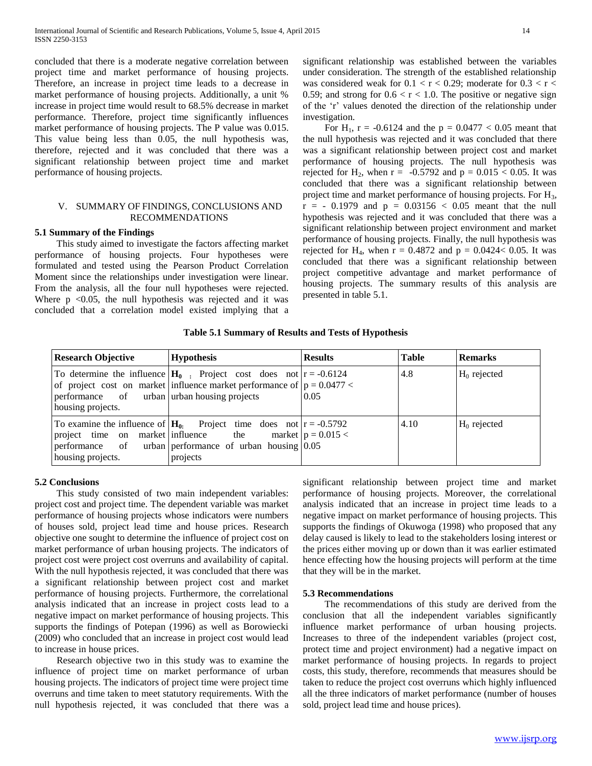concluded that there is a moderate negative correlation between project time and market performance of housing projects. Therefore, an increase in project time leads to a decrease in market performance of housing projects. Additionally, a unit % increase in project time would result to 68.5% decrease in market performance. Therefore, project time significantly influences market performance of housing projects. The P value was 0.015. This value being less than 0.05, the null hypothesis was, therefore, rejected and it was concluded that there was a significant relationship between project time and market performance of housing projects.

## V. SUMMARY OF FINDINGS, CONCLUSIONS AND RECOMMENDATIONS

### 5.1 Summary of the Findings

This study aimed to investigate the factors affecting market performance of housing projects. Four hypotheses were formulated and tested using the Pearson Product Correlation Moment since the relationships under investigation were linear. From the analysis, all the four null hypotheses were rejected. Where $p < 0.05$, the null hypothesis was rejected and it was concluded that a correlation model existed implying that a significant relationship was established between the variables under consideration. The strength of the established relationship was considered weak for $0.1 < r < 0.29$; moderate for $0.3 < r < 0.59$; and strong for $0.6 < r < 1.0$. The positive or negative sign of the 'r' values denoted the direction of the relationship under investigation.

For $H_1$, $r = -0.6124$ and the $p = 0.0477 < 0.05$ meant that the null hypothesis was rejected and it was concluded that there was a significant relationship between project cost and market performance of housing projects. The null hypothesis was rejected for $H_2$, when $r = -0.5792$ and $p = 0.015 < 0.05$. It was concluded that there was a significant relationship between project time and market performance of housing projects. For $H_3$, $r = -0.1979$ and $p = 0.03156 < 0.05$ meant that the null hypothesis was rejected and it was concluded that there was a significant relationship between project environment and market performance of housing projects. Finally, the null hypothesis was rejected for $H_4$, when $r = 0.4872$ and $p = 0.0424 < 0.05$. It was concluded that there was a significant relationship between project competitive advantage and market performance of housing projects. The summary results of this analysis are presented in table 5.1.

**Table 5.1 Summary of Results and Tests of Hypothesis**

| Research Objective | Hypothesis | Results | Table | Remarks |
|---|---|---|---|---|
| To determine the influence of project cost on market performance of urban housing projects. | $H_0$ : Project cost does not influence market performance of urban housing projects | $r = -0.6124$ $p = 0.0477 < 0.05$ | 4.8 | $H_0$ rejected |
| To examine the influence of project time on market performance of urban housing projects. | $H_0$: Project time does not influence the market performance of urban housing projects | $r = -0.5792$ $p = 0.015 < 0.05$ | 4.10 | $H_0$ rejected |

### 5.2 Conclusions

This study consisted of two main independent variables: project cost and project time. The dependent variable was market performance of housing projects whose indicators were numbers of houses sold, project lead time and house prices. Research objective one sought to determine the influence of project cost on market performance of urban housing projects. The indicators of project cost were project cost overruns and availability of capital. With the null hypothesis rejected, it was concluded that there was a significant relationship between project cost and market performance of housing projects. Furthermore, the correlational analysis indicated that an increase in project costs lead to a negative impact on market performance of housing projects. This supports the findings of Potepan (1996) as well as Borowiecki (2009) who concluded that an increase in project cost would lead to increase in house prices.

Research objective two in this study was to examine the influence of project time on market performance of urban housing projects. The indicators of project time were project time overruns and time taken to meet statutory requirements. With the null hypothesis rejected, it was concluded that there was a significant relationship between project time and market performance of housing projects. Moreover, the correlational analysis indicated that an increase in project time leads to a negative impact on market performance of housing projects. This supports the findings of Okuwoga (1998) who proposed that any delay caused is likely to lead to the stakeholders losing interest or the prices either moving up or down than it was earlier estimated hence effecting how the housing projects will perform at the time that they will be in the market.

### 5.3 Recommendations

The recommendations of this study are derived from the conclusion that all the independent variables significantly influence market performance of urban housing projects. Increases to three of the independent variables (project cost, protect time and project environment) had a negative impact on market performance of housing projects. In regards to project costs, this study, therefore, recommends that measures should be taken to reduce the project cost overruns which highly influenced all the three indicators of market performance (number of houses sold, project lead time and house prices).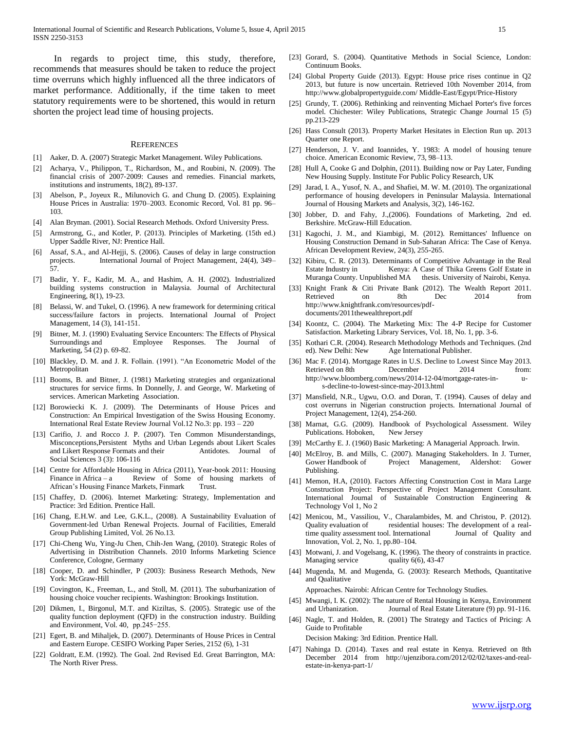In regards to project time, this study, therefore, recommends that measures should be taken to reduce the project time overruns which highly influenced all the three indicators of market performance. Additionally, if the time taken to meet statutory requirements were to be shortened, this would in return shorten the project lead time of housing projects.

## REFERENCES

[1] Aaker, D. A. (2007) Strategic Market Management. Wiley Publications.

[2] Acharya, V., Philippon, T., Richardson, M., and Roubini, N. (2009). The financial crisis of 2007-2009: Causes and remedies. Financial markets, institutions and instruments, 18(2), 89-137.

[3] Abelson, P., Joyeux R., Milunovich G. and Chung D. (2005). Explaining House Prices in Australia: 1970–2003. Economic Record, Vol. 81 pp. 96–103.

[4] Alan Bryman. (2001). Social Research Methods. Oxford University Press.

[5] Armstrong, G., and Kotler, P. (2013). Principles of Marketing. (15th ed.) Upper Saddle River, NJ: Prentice Hall.

[6] Assaf, S.A., and Al-Hejji, S. (2006). Causes of delay in large construction projects. International Journal of Project Management, 24(4), 349–57.

[7] Badir, Y. F., Kadir, M. A., and Hashim, A. H. (2002). Industrialized building systems construction in Malaysia. Journal of Architectural Engineering, 8(1), 19-23.

[8] Belassi, W. and Tukel, O. (1996). A new framework for determining critical success/failure factors in projects. International Journal of Project Management, 14 (3), 141-151.

[9] Bitner, M. J. (1990) Evaluating Service Encounters: The Effects of Physical Surroundings and Employee Responses. The Journal of Marketing, 54 (2) p. 69-82.

[10] Blackley, D. M. and J. R. Follain. (1991). "An Econometric Model of the Metropolitan

[11] Booms, B. and Bitner, J. (1981) Marketing strategies and organizational structures for service firms. In Donnelly, J. and George, W. Marketing of services. American Marketing Association.

[12] Borowiecki K. J. (2009). The Determinants of House Prices and Construction: An Empirical Investigation of the Swiss Housing Economy. International Real Estate Review Journal Vol.12 No.3: pp. 193 – 220

[13] Carifio, J. and Rocco J. P. (2007). Ten Common Misunderstandings, Misconceptions,Persistent Myths and Urban Legends about Likert Scales and Likert Response Formats and their Antidotes. Journal of Social Sciences 3 (3): 106-116

[14] Centre for Affordable Housing in Africa (2011), Year-book 2011: Housing Finance in Africa – a Review of Some of housing markets of African's Housing Finance Markets, Finmark Trust.

[15] Chaffey, D. (2006). Internet Marketing: Strategy, Implementation and Practice: 3rd Edition. Prentice Hall.

[16] Chang, E.H.W. and Lee, G.K.L., (2008). A Sustainability Evaluation of Government-led Urban Renewal Projects. Journal of Facilities, Emerald Group Publishing Limited, Vol. 26 No.13.

[17] Chi-Cheng Wu, Ying-Ju Chen, Chih-Jen Wang, (2010). Strategic Roles of Advertising in Distribution Channels. 2010 Informs Marketing Science Conference, Cologne, Germany

[18] Cooper, D. and Schindler, P (2003): Business Research Methods, New York: McGraw-Hill

[19] Covington, K., Freeman, L., and Stoll, M. (2011). The suburbanization of housing choice voucher recipients. Washington: Brookings Institution.

[20] Dikmen, I., Birgonul, M.T. and Kiziltas, S. (2005). Strategic use of the quality function deployment (QFD) in the construction industry. Building and Environment, Vol. 40, pp.245–255.

[21] Egert, B. and Mihaljek, D. (2007). Determinants of House Prices in Central and Eastern Europe. CESIFO Working Paper Series, 2152 (6), 1-31

[22] Goldratt, E.M. (1992). The Goal. 2nd Revised Ed. Great Barrington, MA: The North River Press.

[23] Gorard, S. (2004). Quantitative Methods in Social Science, London: Continuum Books.

[24] Global Property Guide (2013). Egypt: House price rises continue in Q2 2013, but future is now uncertain. Retrieved 10th November 2014, from http://www.globalpropertyguide.com/ Middle-East/Egypt/Price-History

[25] Grundy, T. (2006). Rethinking and reinventing Michael Porter's five forces model. Chichester: Wiley Publications, Strategic Change Journal 15 (5) pp.213-229

[26] Hass Consult (2013). Property Market Hesitates in Election Run up. 2013 Quarter one Report.

[27] Henderson, J. V. and Ioannides, Y. 1983: A model of housing tenure choice. American Economic Review, 73, 98–113.

[28] Hull A, Cooke G and Dolphin, (2011). Building now or Pay Later, Funding New Housing Supply. Institute For Public Policy Research, UK

[29] Jarad, I. A., Yusof, N. A., and Shafiei, M. W. M. (2010). The organizational performance of housing developers in Peninsular Malaysia. International Journal of Housing Markets and Analysis, 3(2), 146-162.

[30] Jobber, D. and Fahy, J.,(2006). Foundations of Marketing, 2nd ed. Berkshire. McGraw-Hill Education.

[31] Kagochi, J. M., and Kiambigi, M. (2012). Remittances' Influence on Housing Construction Demand in Sub-Saharan Africa: The Case of Kenya. African Development Review, 24(3), 255-265.

[32] Kibiru, C. R. (2013). Determinants of Competitive Advantage in the Real Estate Industry in Kenya: A Case of Thika Greens Golf Estate in Muranga County. Unpublished MA thesis. University of Nairobi, Kenya.

[33] Knight Frank & Citi Private Bank (2012). The Wealth Report 2011. Retrieved on 8th Dec 2014 from http://www.knightfrank.com/resources/pdf-documents/2011thewealthreport.pdf

[34] Koontz, C. (2004). The Marketing Mix: The 4-P Recipe for Customer Satisfaction. Marketing Library Services, Vol. 18, No. 1, pp. 3-6.

[35] Kothari C.R. (2004). Research Methodology Methods and Techniques. (2nd ed). New Delhi: New Age International Publisher.

[36] Mac F. (2014). Mortgage Rates in U.S. Decline to Lowest Since May 2013. Retrieved on 8th December 2014 from: http://www.bloomberg.com/news/2014-12-04/mortgage-rates-in-u-s-decline-to-lowest-since-may-2013.html

[37] Mansfield, N.R., Ugwu, O.O. and Doran, T. (1994). Causes of delay and cost overruns in Nigerian construction projects. International Journal of Project Management, 12(4), 254-260.

[38] Marnat, G.G. (2009). Handbook of Psychological Assessment. Wiley Publications. Hoboken, New Jersey

[39] McCarthy E. J. (1960) Basic Marketing: A Managerial Approach. Irwin.

[40] McElroy, B. and Mills, C. (2007). Managing Stakeholders. In J. Turner, Gower Handbook of Project Management, Aldershot: Gower Publishing.

[41] Memon, H.A, (2010). Factors Affecting Construction Cost in Mara Large Construction Project: Perspective of Project Management Consultant. International Journal of Sustainable Construction Engineering & Technology Vol 1, No 2

[42] Menicou, M., Vassiliou, V., Charalambides, M. and Christou, P. (2012). Quality evaluation of residential houses: The development of a real-time quality assessment tool. International Journal of Quality and Innovation, Vol. 2, No. 1, pp.80–104.

[43] Motwani, J. and Vogelsang, K. (1996). The theory of constraints in practice. Managing service quality 6(6), 43-47

[44] Mugenda, M. and Mugenda, G. (2003): Research Methods, Quantitative and Qualitative

Approaches. Nairobi: African Centre for Technology Studies.

[45] Mwangi, I. K. (2002): The nature of Rental Housing in Kenya, Environment and Urbanization. Journal of Real Estate Literature (9) pp. 91-116.

[46] Nagle, T. and Holden, R. (2001) The Strategy and Tactics of Pricing: A Guide to Profitable

Decision Making: 3rd Edition. Prentice Hall.

[47] Nahinga D. (2014). Taxes and real estate in Kenya. Retrieved on 8th December 2014 from http://ujenzibora.com/2012/02/02/taxes-and-real-estate-in-kenya-part-1/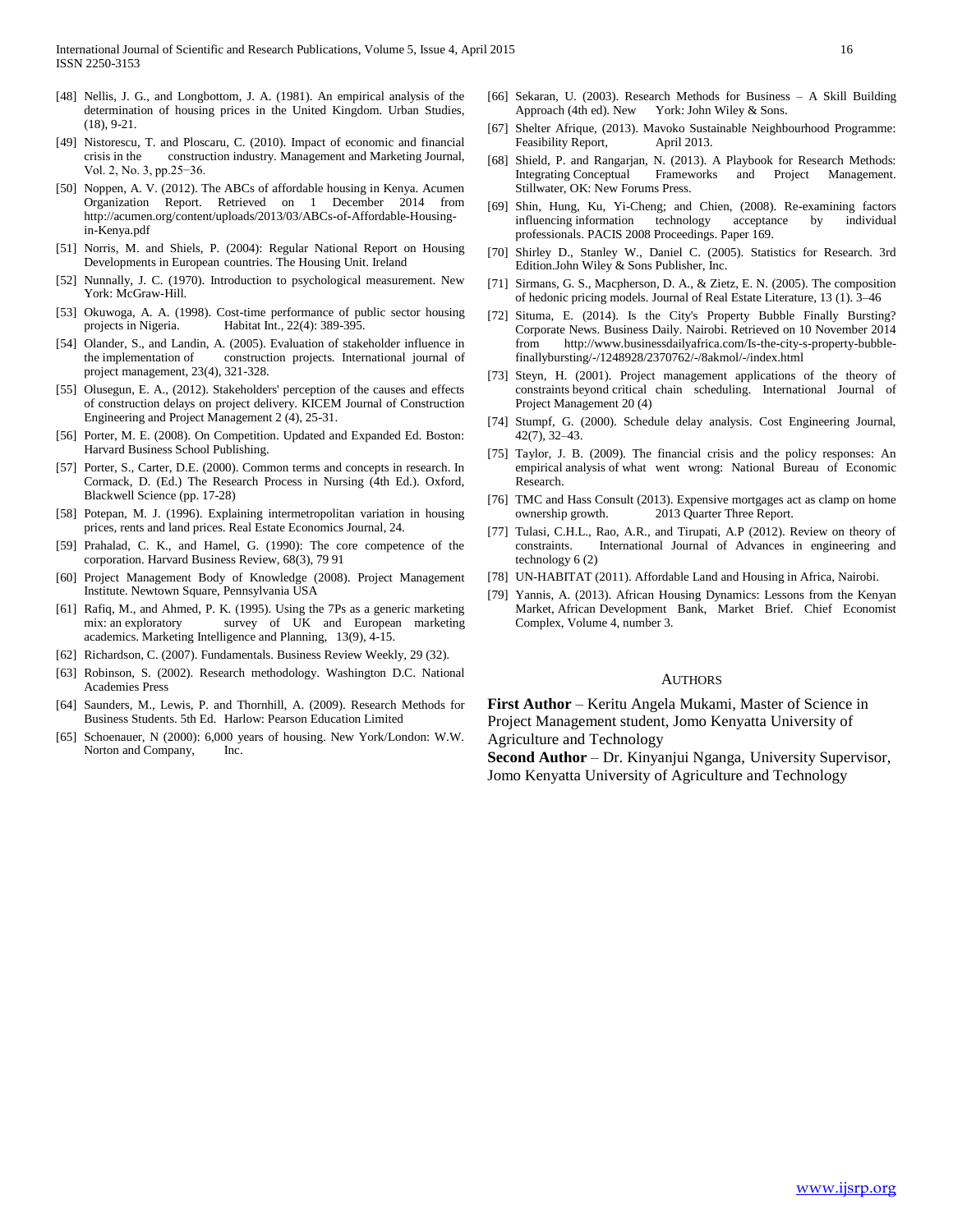[48] Nellis, J. G., and Longbottom, J. A. (1981). An empirical analysis of the determination of housing prices in the United Kingdom. Urban Studies, (18), 9-21.

[49] Nistorescu, T. and Ploscaru, C. (2010). Impact of economic and financial crisis in the construction industry. Management and Marketing Journal, Vol. 2, No. 3, pp.25−36.

[50] Noppen, A. V. (2012). The ABCs of affordable housing in Kenya. Acumen Organization Report. Retrieved on 1 December 2014 from http://acumen.org/content/uploads/2013/03/ABCs-of-Affordable-Housing-in-Kenya.pdf

[51] Norris, M. and Shiels, P. (2004): Regular National Report on Housing Developments in European countries. The Housing Unit. Ireland

[52] Nunnally, J. C. (1970). Introduction to psychological measurement. New York: McGraw-Hill.

[53] Okuwoga, A. A. (1998). Cost-time performance of public sector housing projects in Nigeria. Habitat Int., 22(4): 389-395.

[54] Olander, S., and Landin, A. (2005). Evaluation of stakeholder influence in the implementation of construction projects. International journal of project management, 23(4), 321-328.

[55] Olusegun, E. A., (2012). Stakeholders' perception of the causes and effects of construction delays on project delivery. KICEM Journal of Construction Engineering and Project Management 2 (4), 25-31.

[56] Porter, M. E. (2008). On Competition. Updated and Expanded Ed. Boston: Harvard Business School Publishing.

[57] Porter, S., Carter, D.E. (2000). Common terms and concepts in research. In Cormack, D. (Ed.) The Research Process in Nursing (4th Ed.). Oxford, Blackwell Science (pp. 17-28)

[58] Potepan, M. J. (1996). Explaining intermetropolitan variation in housing prices, rents and land prices. Real Estate Economics Journal, 24.

[59] Prahalad, C. K., and Hamel, G. (1990): The core competence of the corporation. Harvard Business Review, 68(3), 79 91

[60] Project Management Body of Knowledge (2008). Project Management Institute. Newtown Square, Pennsylvania USA

[61] Rafiq, M., and Ahmed, P. K. (1995). Using the 7Ps as a generic marketing mix: an exploratory survey of UK and European marketing academics. Marketing Intelligence and Planning, 13(9), 4-15.

[62] Richardson, C. (2007). Fundamentals. Business Review Weekly, 29 (32).

[63] Robinson, S. (2002). Research methodology. Washington D.C. National Academies Press

[64] Saunders, M., Lewis, P. and Thornhill, A. (2009). Research Methods for Business Students. 5th Ed. Harlow: Pearson Education Limited

[65] Schoenauer, N (2000): 6,000 years of housing. New York/London: W.W. Norton and Company, Inc.

[66] Sekaran, U. (2003). Research Methods for Business – A Skill Building Approach (4th ed). New York: John Wiley & Sons.

[67] Shelter Afrique, (2013). Mavoko Sustainable Neighbourhood Programme: Feasibility Report, April 2013.

[68] Shield, P. and Rangarjan, N. (2013). A Playbook for Research Methods: Integrating Conceptual Frameworks and Project Management. Stillwater, OK: New Forums Press.

[69] Shin, Hung, Ku, Yi-Cheng; and Chien, (2008). Re-examining factors influencing information technology acceptance by individual professionals. PACIS 2008 Proceedings. Paper 169.

[70] Shirley D., Stanley W., Daniel C. (2005). Statistics for Research. 3rd Edition.John Wiley & Sons Publisher, Inc.

[71] Sirmans, G. S., Macpherson, D. A., & Zietz, E. N. (2005). The composition of hedonic pricing models. Journal of Real Estate Literature, 13 (1). 3–46

[72] Situma, E. (2014). Is the City's Property Bubble Finally Bursting? Corporate News. Business Daily. Nairobi. Retrieved on 10 November 2014 from http://www.businessdailyafrica.com/Is-the-city-s-property-bubble-finallybursting/-/1248928/2370762/-/8akmol/-/index.html

[73] Steyn, H. (2001). Project management applications of the theory of constraints beyond critical chain scheduling. International Journal of Project Management 20 (4)

[74] Stumpf, G. (2000). Schedule delay analysis. Cost Engineering Journal, 42(7), 32–43.

[75] Taylor, J. B. (2009). The financial crisis and the policy responses: An empirical analysis of what went wrong: National Bureau of Economic Research.

[76] TMC and Hass Consult (2013). Expensive mortgages act as clamp on home ownership growth. 2013 Quarter Three Report.

[77] Tulasi, C.H.L., Rao, A.R., and Tirupati, A.P (2012). Review on theory of constraints. International Journal of Advances in engineering and technology 6 (2)

[78] UN-HABITAT (2011). Affordable Land and Housing in Africa, Nairobi.

[79] Yannis, A. (2013). African Housing Dynamics: Lessons from the Kenyan Market, African Development Bank, Market Brief. Chief Economist Complex, Volume 4, number 3.

## AUTHORS

**First Author** – Keritu Angela Mukami, Master of Science in Project Management student, Jomo Kenyatta University of Agriculture and Technology

**Second Author** – Dr. Kinyanjui Nganga, University Supervisor, Jomo Kenyatta University of Agriculture and Technology